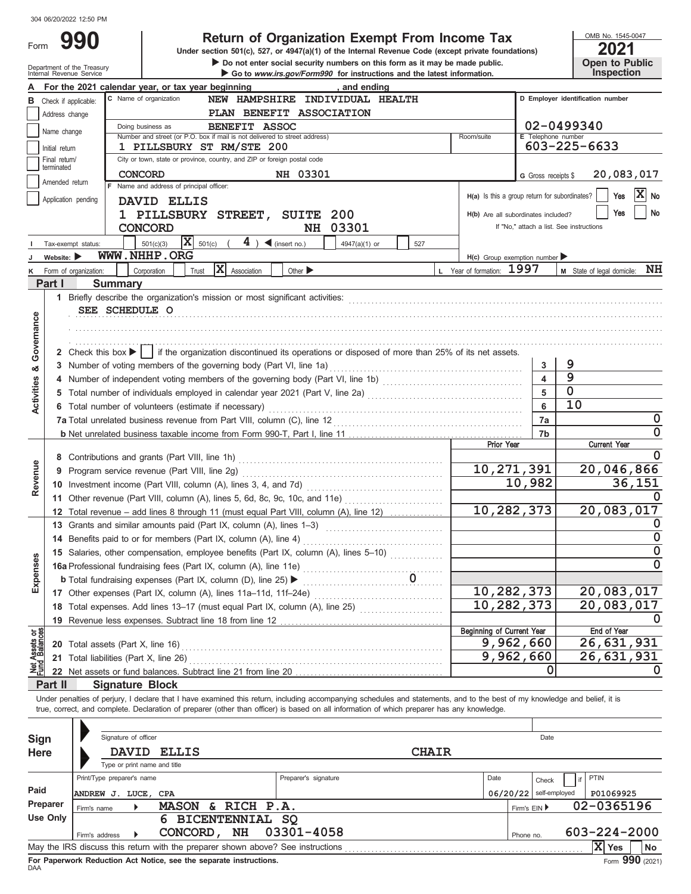304 06/20/2022 12:50 PM

# Form 990

## Return of Organization Exempt From Income Tax

Under section 501(c), 527, or 4947(a)(1) of the Internal Revenue Code (except private foundations)

▶ Do not enter social security numbers on this form as it may be made public.

▶ Go to www.irs.gov/Form990 for instructions and the latest information.

OMB No. 1545-0047

**2021**

**Open to Public Inspection**

Department of the Treasury
Internal Revenue Service

**A** For the 2021 calendar year, or tax year beginning , and ending

**B** Check if applicable:
- [ ] Address change
- [ ] Name change
- [ ] Initial return
- [ ] Final return/terminated
- [ ] Amended return
- [ ] Application pending

**C** Name of organization: NEW HAMPSHIRE INDIVIDUAL HEALTH PLAN BENEFIT ASSOCIATION

Doing business as: BENEFIT ASSOC

Number and street (or P.O. box if mail is not delivered to street address): 1 PILLSBURY ST RM/STE 200 — Room/suite

City or town, state or province, country, and ZIP or foreign postal code: CONCORD NH 03301

**D** Employer identification number: 02-0499340

**E** Telephone number: 603-225-6633

**G** Gross receipts $ 20,083,017

**F** Name and address of principal officer:
DAVID ELLIS
1 PILLSBURY STREET, SUITE 200
CONCORD NH 03301

**H(a)** Is this a group return for subordinates? [ ] Yes [X] No

**H(b)** Are all subordinates included? [ ] Yes [ ] No
If "No," attach a list. See instructions

**I** Tax-exempt status: [ ] 501(c)(3) [X] 501(c) ( 4 ) ◀ (insert no.) [ ] 4947(a)(1) or [ ] 527

**J** Website: ▶ WWW.NHHP.ORG

**H(c)** Group exemption number ▶

**K** Form of organization: [ ] Corporation [ ] Trust [X] Association [ ] Other ▶

**L** Year of formation: 1997

**M** State of legal domicile: NH

## Part I Summary

**Activities & Governance**

1 Briefly describe the organization's mission or most significant activities:
SEE SCHEDULE O

2 Check this box ▶ [ ] if the organization discontinued its operations or disposed of more than 25% of its net assets.

| | | |
|---|---|---|
| 3 Number of voting members of the governing body (Part VI, line 1a) | 3 | 9 |
| 4 Number of independent voting members of the governing body (Part VI, line 1b) | 4 | 9 |
| 5 Total number of individuals employed in calendar year 2021 (Part V, line 2a) | 5 | 0 |
| 6 Total number of volunteers (estimate if necessary) | 6 | 10 |
| 7a Total unrelated business revenue from Part VIII, column (C), line 12 | 7a | 0 |
| b Net unrelated business taxable income from Form 990-T, Part I, line 11 | 7b | 0 |

| | Prior Year | Current Year |
|---|---|---|
| **Revenue** | | |
| 8 Contributions and grants (Part VIII, line 1h) | | 0 |
| 9 Program service revenue (Part VIII, line 2g) | 10,271,391 | 20,046,866 |
| 10 Investment income (Part VIII, column (A), lines 3, 4, and 7d) | 10,982 | 36,151 |
| 11 Other revenue (Part VIII, column (A), lines 5, 6d, 8c, 9c, 10c, and 11e) | | 0 |
| 12 Total revenue – add lines 8 through 11 (must equal Part VIII, column (A), line 12) | 10,282,373 | 20,083,017 |
| **Expenses** | | |
| 13 Grants and similar amounts paid (Part IX, column (A), lines 1–3) | | 0 |
| 14 Benefits paid to or for members (Part IX, column (A), line 4) | | 0 |
| 15 Salaries, other compensation, employee benefits (Part IX, column (A), lines 5–10) | | 0 |
| 16a Professional fundraising fees (Part IX, column (A), line 11e) | | 0 |
| b Total fundraising expenses (Part IX, column (D), line 25) ▶ 0 | | |
| 17 Other expenses (Part IX, column (A), lines 11a–11d, 11f–24e) | 10,282,373 | 20,083,017 |
| 18 Total expenses. Add lines 13–17 (must equal Part IX, column (A), line 25) | 10,282,373 | 20,083,017 |
| 19 Revenue less expenses. Subtract line 18 from line 12 | | 0 |

| **Net Assets or Fund Balances** | Beginning of Current Year | End of Year |
|---|---|---|
| 20 Total assets (Part X, line 16) | 9,962,660 | 26,631,931 |
| 21 Total liabilities (Part X, line 26) | 9,962,660 | 26,631,931 |
| 22 Net assets or fund balances. Subtract line 21 from line 20 | 0 | 0 |

## Part II Signature Block

Under penalties of perjury, I declare that I have examined this return, including accompanying schedules and statements, and to the best of my knowledge and belief, it is true, correct, and complete. Declaration of preparer (other than officer) is based on all information of which preparer has any knowledge.

**Sign Here**

Signature of officer — Date

DAVID ELLIS — CHAIR
Type or print name and title

**Paid Preparer Use Only**

| Print/Type preparer's name | Preparer's signature | Date | Check [ ] if self-employed | PTIN |
|---|---|---|---|---|
| ANDREW J. LUCE, CPA | | 06/20/22 | | P01069925 |

Firm's name ▶ MASON & RICH P.A. — Firm's EIN ▶ 02-0365196

Firm's address ▶ 6 BICENTENNIAL SQ, CONCORD, NH 03301-4058 — Phone no. 603-224-2000

May the IRS discuss this return with the preparer shown above? See instructions [X] Yes [ ] No

For Paperwork Reduction Act Notice, see the separate instructions.

DAA — Form **990** (2021)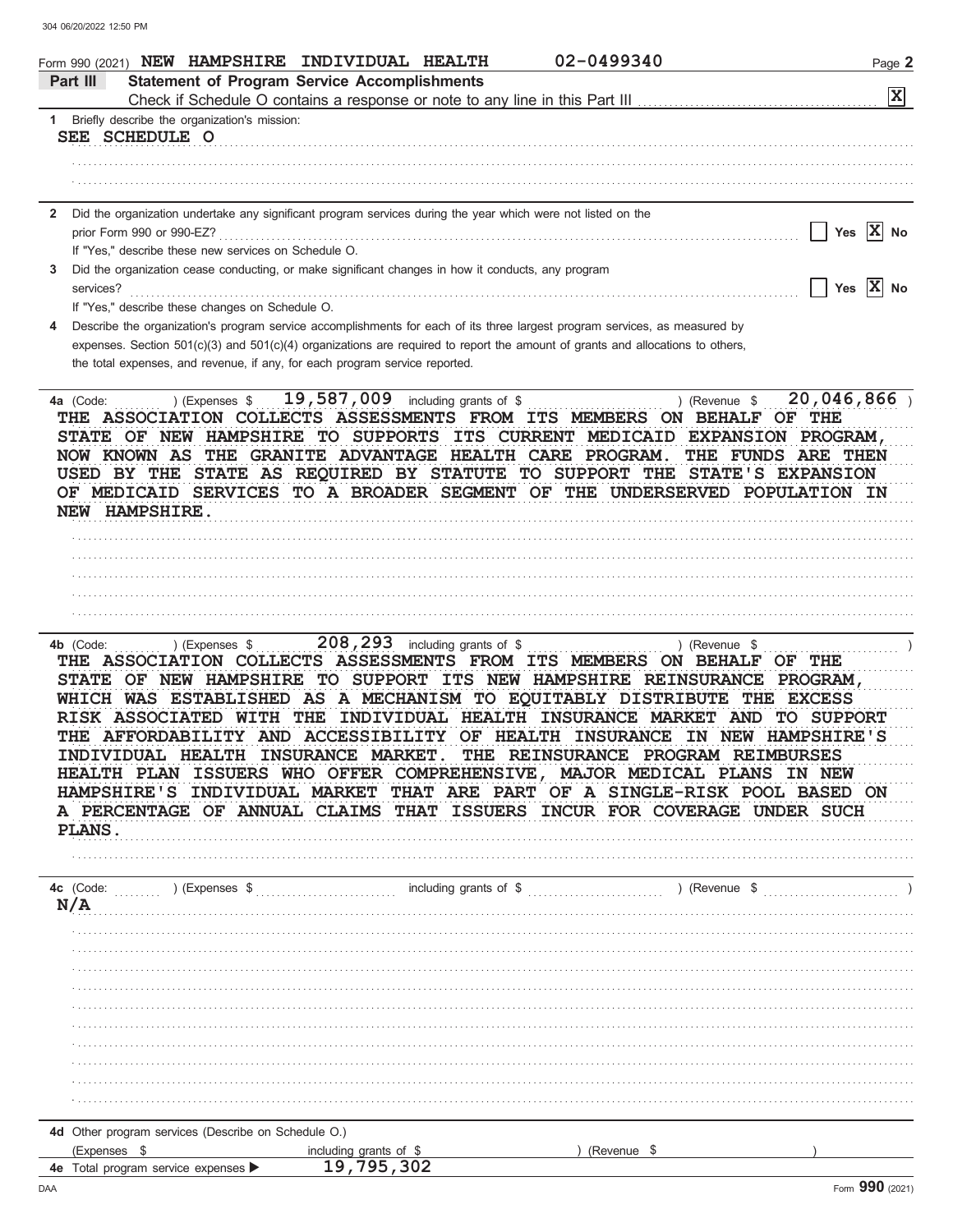Form 990 (2021) NEW HAMPSHIRE INDIVIDUAL HEALTH 02-0499340

## Part III Statement of Program Service Accomplishments

Check if Schedule O contains a response or note to any line in this Part III [X]

**1** Briefly describe the organization's mission:

SEE SCHEDULE O

**2** Did the organization undertake any significant program services during the year which were not listed on the prior Form 990 or 990-EZ? [ ] Yes [X] No

If "Yes," describe these new services on Schedule O.

**3** Did the organization cease conducting, or make significant changes in how it conducts, any program services? [ ] Yes [X] No

If "Yes," describe these changes on Schedule O.

**4** Describe the organization's program service accomplishments for each of its three largest program services, as measured by expenses. Section 501(c)(3) and 501(c)(4) organizations are required to report the amount of grants and allocations to others, the total expenses, and revenue, if any, for each program service reported.

**4a** (Code: ) (Expenses $ 19,587,009 including grants of $ ) (Revenue $ 20,046,866 )

THE ASSOCIATION COLLECTS ASSESSMENTS FROM ITS MEMBERS ON BEHALF OF THE STATE OF NEW HAMPSHIRE TO SUPPORTS ITS CURRENT MEDICAID EXPANSION PROGRAM, NOW KNOWN AS THE GRANITE ADVANTAGE HEALTH CARE PROGRAM. THE FUNDS ARE THEN USED BY THE STATE AS REQUIRED BY STATUTE TO SUPPORT THE STATE'S EXPANSION OF MEDICAID SERVICES TO A BROADER SEGMENT OF THE UNDERSERVED POPULATION IN NEW HAMPSHIRE.

**4b** (Code: ) (Expenses $ 208,293 including grants of $ ) (Revenue $ )

THE ASSOCIATION COLLECTS ASSESSMENTS FROM ITS MEMBERS ON BEHALF OF THE STATE OF NEW HAMPSHIRE TO SUPPORT ITS NEW HAMPSHIRE REINSURANCE PROGRAM, WHICH WAS ESTABLISHED AS A MECHANISM TO EQUITABLY DISTRIBUTE THE EXCESS RISK ASSOCIATED WITH THE INDIVIDUAL HEALTH INSURANCE MARKET AND TO SUPPORT THE AFFORDABILITY AND ACCESSIBILITY OF HEALTH INSURANCE IN NEW HAMPSHIRE'S INDIVIDUAL HEALTH INSURANCE MARKET. THE REINSURANCE PROGRAM REIMBURSES HEALTH PLAN ISSUERS WHO OFFER COMPREHENSIVE, MAJOR MEDICAL PLANS IN NEW HAMPSHIRE'S INDIVIDUAL MARKET THAT ARE PART OF A SINGLE-RISK POOL BASED ON A PERCENTAGE OF ANNUAL CLAIMS THAT ISSUERS INCUR FOR COVERAGE UNDER SUCH PLANS.

**4c** (Code: ) (Expenses $ including grants of $ ) (Revenue $ )

N/A

**4d** Other program services (Describe on Schedule O.)

(Expenses $ including grants of $ ) (Revenue $ )

**4e** Total program service expenses ▶ 19,795,302

Form **990** (2021)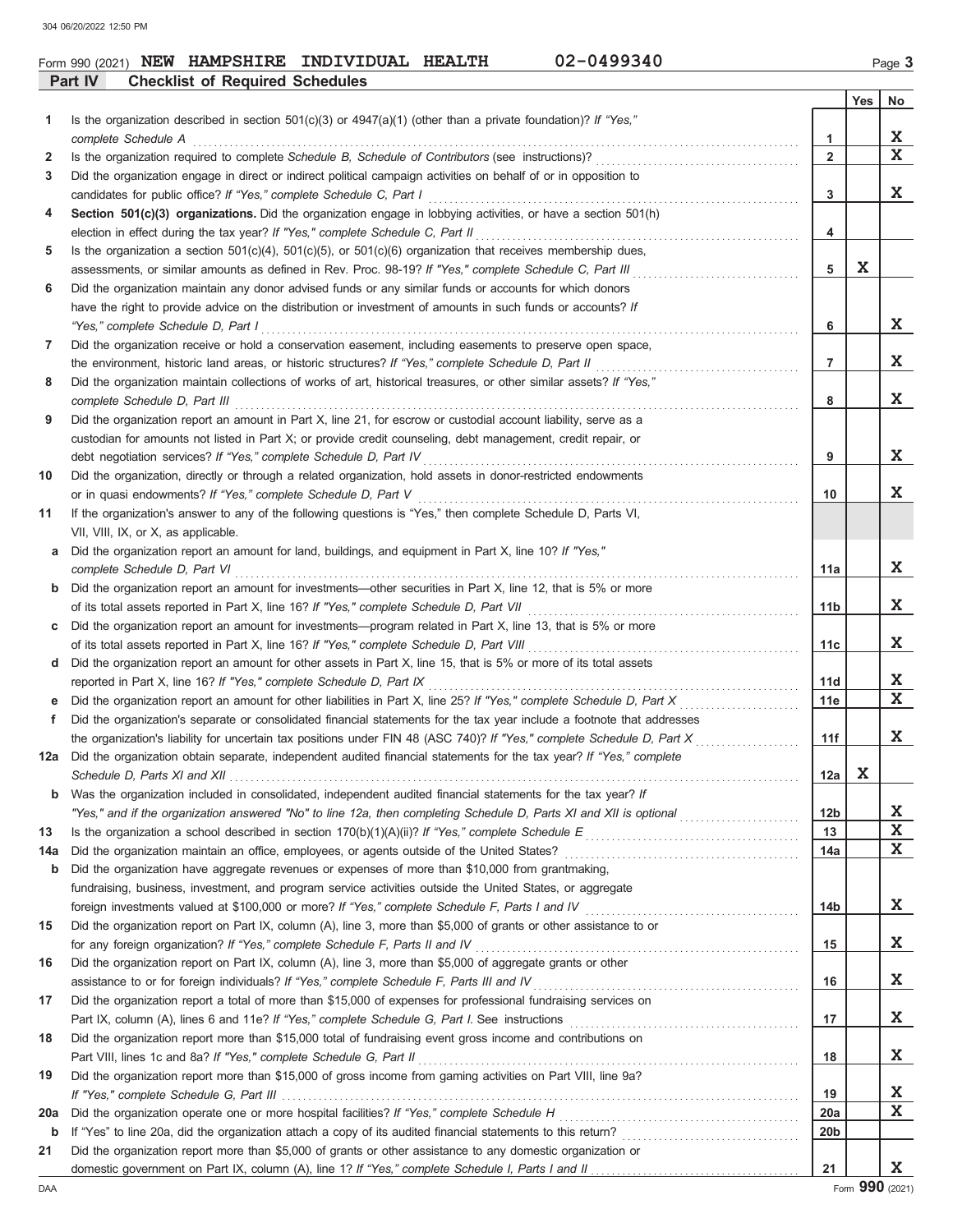Form 990 (2021) **NEW HAMPSHIRE INDIVIDUAL HEALTH** **02-0499340**

## Part IV Checklist of Required Schedules

| | | | Yes | No |
|---|---|---|---|---|
| 1 | Is the organization described in section 501(c)(3) or 4947(a)(1) (other than a private foundation)? *If "Yes," complete Schedule A* | 1 | | X |
| 2 | Is the organization required to complete *Schedule B, Schedule of Contributors* (see instructions)? | 2 | | X |
| 3 | Did the organization engage in direct or indirect political campaign activities on behalf of or in opposition to candidates for public office? *If "Yes," complete Schedule C, Part I* | 3 | | X |
| 4 | **Section 501(c)(3) organizations.** Did the organization engage in lobbying activities, or have a section 501(h) election in effect during the tax year? *If "Yes," complete Schedule C, Part II* | 4 | | |
| 5 | Is the organization a section 501(c)(4), 501(c)(5), or 501(c)(6) organization that receives membership dues, assessments, or similar amounts as defined in Rev. Proc. 98-19? *If "Yes," complete Schedule C, Part III* | 5 | X | |
| 6 | Did the organization maintain any donor advised funds or any similar funds or accounts for which donors have the right to provide advice on the distribution or investment of amounts in such funds or accounts? *If "Yes," complete Schedule D, Part I* | 6 | | X |
| 7 | Did the organization receive or hold a conservation easement, including easements to preserve open space, the environment, historic land areas, or historic structures? *If "Yes," complete Schedule D, Part II* | 7 | | X |
| 8 | Did the organization maintain collections of works of art, historical treasures, or other similar assets? *If "Yes," complete Schedule D, Part III* | 8 | | X |
| 9 | Did the organization report an amount in Part X, line 21, for escrow or custodial account liability, serve as a custodian for amounts not listed in Part X; or provide credit counseling, debt management, credit repair, or debt negotiation services? *If "Yes," complete Schedule D, Part IV* | 9 | | X |
| 10 | Did the organization, directly or through a related organization, hold assets in donor-restricted endowments or in quasi endowments? *If "Yes," complete Schedule D, Part V* | 10 | | X |
| 11 | If the organization's answer to any of the following questions is "Yes," then complete Schedule D, Parts VI, VII, VIII, IX, or X, as applicable. | | | |
| a | Did the organization report an amount for land, buildings, and equipment in Part X, line 10? *If "Yes," complete Schedule D, Part VI* | 11a | | X |
| b | Did the organization report an amount for investments—other securities in Part X, line 12, that is 5% or more of its total assets reported in Part X, line 16? *If "Yes," complete Schedule D, Part VII* | 11b | | X |
| c | Did the organization report an amount for investments—program related in Part X, line 13, that is 5% or more of its total assets reported in Part X, line 16? *If "Yes," complete Schedule D, Part VIII* | 11c | | X |
| d | Did the organization report an amount for other assets in Part X, line 15, that is 5% or more of its total assets reported in Part X, line 16? *If "Yes," complete Schedule D, Part IX* | 11d | | X |
| e | Did the organization report an amount for other liabilities in Part X, line 25? *If "Yes," complete Schedule D, Part X* | 11e | | X |
| f | Did the organization's separate or consolidated financial statements for the tax year include a footnote that addresses the organization's liability for uncertain tax positions under FIN 48 (ASC 740)? *If "Yes," complete Schedule D, Part X* | 11f | | X |
| 12a | Did the organization obtain separate, independent audited financial statements for the tax year? *If "Yes," complete Schedule D, Parts XI and XII* | 12a | X | |
| b | Was the organization included in consolidated, independent audited financial statements for the tax year? *If "Yes," and if the organization answered "No" to line 12a, then completing Schedule D, Parts XI and XII is optional* | 12b | | X |
| 13 | Is the organization a school described in section 170(b)(1)(A)(ii)? *If "Yes," complete Schedule E* | 13 | | X |
| 14a | Did the organization maintain an office, employees, or agents outside of the United States? | 14a | | X |
| b | Did the organization have aggregate revenues or expenses of more than $10,000 from grantmaking, fundraising, business, investment, and program service activities outside the United States, or aggregate foreign investments valued at $100,000 or more? *If "Yes," complete Schedule F, Parts I and IV* | 14b | | X |
| 15 | Did the organization report on Part IX, column (A), line 3, more than $5,000 of grants or other assistance to or for any foreign organization? *If "Yes," complete Schedule F, Parts II and IV* | 15 | | X |
| 16 | Did the organization report on Part IX, column (A), line 3, more than $5,000 of aggregate grants or other assistance to or for foreign individuals? *If "Yes," complete Schedule F, Parts III and IV* | 16 | | X |
| 17 | Did the organization report a total of more than $15,000 of expenses for professional fundraising services on Part IX, column (A), lines 6 and 11e? *If "Yes," complete Schedule G, Part I.* See instructions | 17 | | X |
| 18 | Did the organization report more than $15,000 total of fundraising event gross income and contributions on Part VIII, lines 1c and 8a? *If "Yes," complete Schedule G, Part II* | 18 | | X |
| 19 | Did the organization report more than $15,000 of gross income from gaming activities on Part VIII, line 9a? *If "Yes," complete Schedule G, Part III* | 19 | | X |
| 20a | Did the organization operate one or more hospital facilities? *If "Yes," complete Schedule H* | 20a | | X |
| b | If "Yes" to line 20a, did the organization attach a copy of its audited financial statements to this return? | 20b | | |
| 21 | Did the organization report more than $5,000 of grants or other assistance to any domestic organization or domestic government on Part IX, column (A), line 1? *If "Yes," complete Schedule I, Parts I and II* | 21 | | X |

Form **990** (2021)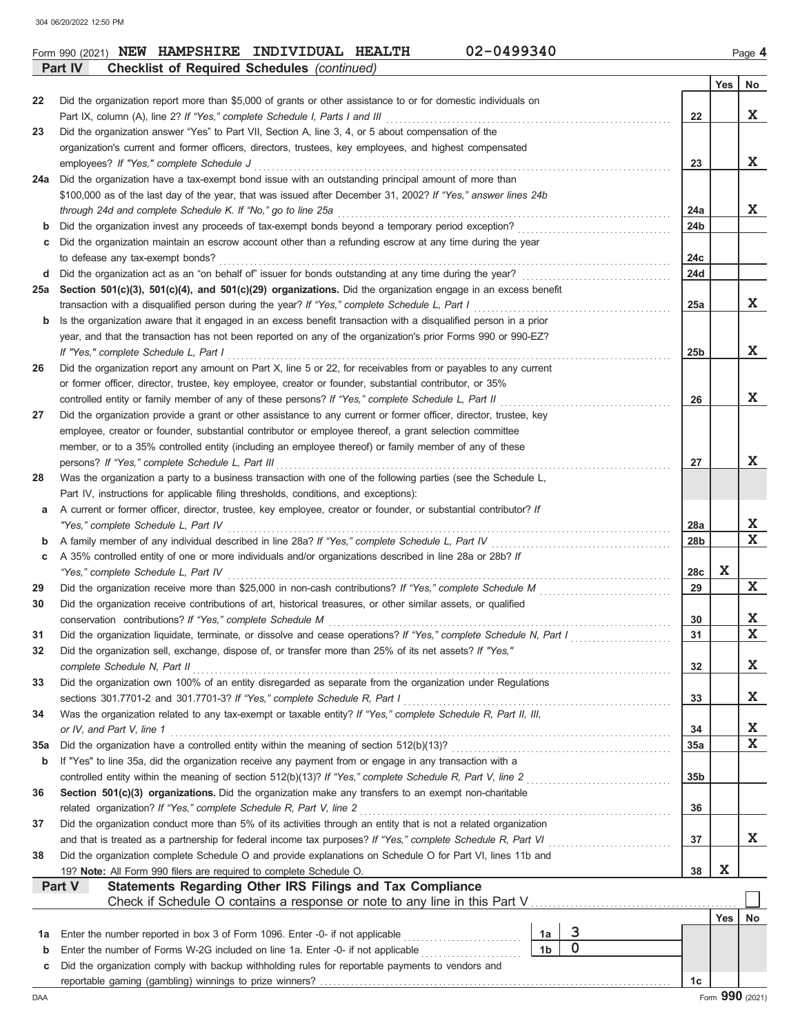Form 990 (2021) **NEW HAMPSHIRE INDIVIDUAL HEALTH** **02-0499340**

## Part IV Checklist of Required Schedules *(continued)*

| | | | Yes | No |
|---|---|---|---|---|
| 22 | Did the organization report more than $5,000 of grants or other assistance to or for domestic individuals on Part IX, column (A), line 2? *If "Yes," complete Schedule I, Parts I and III* | 22 | | X |
| 23 | Did the organization answer "Yes" to Part VII, Section A, line 3, 4, or 5 about compensation of the organization's current and former officers, directors, trustees, key employees, and highest compensated employees? *If "Yes," complete Schedule J* | 23 | | X |
| 24a | Did the organization have a tax-exempt bond issue with an outstanding principal amount of more than $100,000 as of the last day of the year, that was issued after December 31, 2002? *If "Yes," answer lines 24b through 24d and complete Schedule K. If "No," go to line 25a* | 24a | | X |
| b | Did the organization invest any proceeds of tax-exempt bonds beyond a temporary period exception? | 24b | | |
| c | Did the organization maintain an escrow account other than a refunding escrow at any time during the year to defease any tax-exempt bonds? | 24c | | |
| d | Did the organization act as an "on behalf of" issuer for bonds outstanding at any time during the year? | 24d | | |
| 25a | **Section 501(c)(3), 501(c)(4), and 501(c)(29) organizations.** Did the organization engage in an excess benefit transaction with a disqualified person during the year? *If "Yes," complete Schedule L, Part I* | 25a | | X |
| b | Is the organization aware that it engaged in an excess benefit transaction with a disqualified person in a prior year, and that the transaction has not been reported on any of the organization's prior Forms 990 or 990-EZ? *If "Yes," complete Schedule L, Part I* | 25b | | X |
| 26 | Did the organization report any amount on Part X, line 5 or 22, for receivables from or payables to any current or former officer, director, trustee, key employee, creator or founder, substantial contributor, or 35% controlled entity or family member of any of these persons? *If "Yes," complete Schedule L, Part II* | 26 | | X |
| 27 | Did the organization provide a grant or other assistance to any current or former officer, director, trustee, key employee, creator or founder, substantial contributor or employee thereof, a grant selection committee member, or to a 35% controlled entity (including an employee thereof) or family member of any of these persons? *If "Yes," complete Schedule L, Part III* | 27 | | X |
| 28 | Was the organization a party to a business transaction with one of the following parties (see the Schedule L, Part IV, instructions for applicable filing thresholds, conditions, and exceptions): | | | |
| a | A current or former officer, director, trustee, key employee, creator or founder, or substantial contributor? *If "Yes," complete Schedule L, Part IV* | 28a | | X |
| b | A family member of any individual described in line 28a? *If "Yes," complete Schedule L, Part IV* | 28b | | X |
| c | A 35% controlled entity of one or more individuals and/or organizations described in line 28a or 28b? *If "Yes," complete Schedule L, Part IV* | 28c | X | |
| 29 | Did the organization receive more than $25,000 in non-cash contributions? *If "Yes," complete Schedule M* | 29 | | X |
| 30 | Did the organization receive contributions of art, historical treasures, or other similar assets, or qualified conservation contributions? *If "Yes," complete Schedule M* | 30 | | X |
| 31 | Did the organization liquidate, terminate, or dissolve and cease operations? *If "Yes," complete Schedule N, Part I* | 31 | | X |
| 32 | Did the organization sell, exchange, dispose of, or transfer more than 25% of its net assets? *If "Yes," complete Schedule N, Part II* | 32 | | X |
| 33 | Did the organization own 100% of an entity disregarded as separate from the organization under Regulations sections 301.7701-2 and 301.7701-3? *If "Yes," complete Schedule R, Part I* | 33 | | X |
| 34 | Was the organization related to any tax-exempt or taxable entity? *If "Yes," complete Schedule R, Part II, III, or IV, and Part V, line 1* | 34 | | X |
| 35a | Did the organization have a controlled entity within the meaning of section 512(b)(13)? | 35a | | X |
| b | If "Yes" to line 35a, did the organization receive any payment from or engage in any transaction with a controlled entity within the meaning of section 512(b)(13)? *If "Yes," complete Schedule R, Part V, line 2* | 35b | | |
| 36 | **Section 501(c)(3) organizations.** Did the organization make any transfers to an exempt non-charitable related organization? *If "Yes," complete Schedule R, Part V, line 2* | 36 | | |
| 37 | Did the organization conduct more than 5% of its activities through an entity that is not a related organization and that is treated as a partnership for federal income tax purposes? *If "Yes," complete Schedule R, Part VI* | 37 | | X |
| 38 | Did the organization complete Schedule O and provide explanations on Schedule O for Part VI, lines 11b and 19? **Note:** All Form 990 filers are required to complete Schedule O. | 38 | X | |

## Part V Statements Regarding Other IRS Filings and Tax Compliance

Check if Schedule O contains a response or note to any line in this Part V ☐

| | | | | | Yes | No |
|---|---|---|---|---|---|---|
| 1a | Enter the number reported in box 3 of Form 1096. Enter -0- if not applicable | 1a | 3 | | | |
| b | Enter the number of Forms W-2G included on line 1a. Enter -0- if not applicable | 1b | 0 | | | |
| c | Did the organization comply with backup withholding rules for reportable payments to vendors and reportable gaming (gambling) winnings to prize winners? | | | 1c | | |

Form **990** (2021)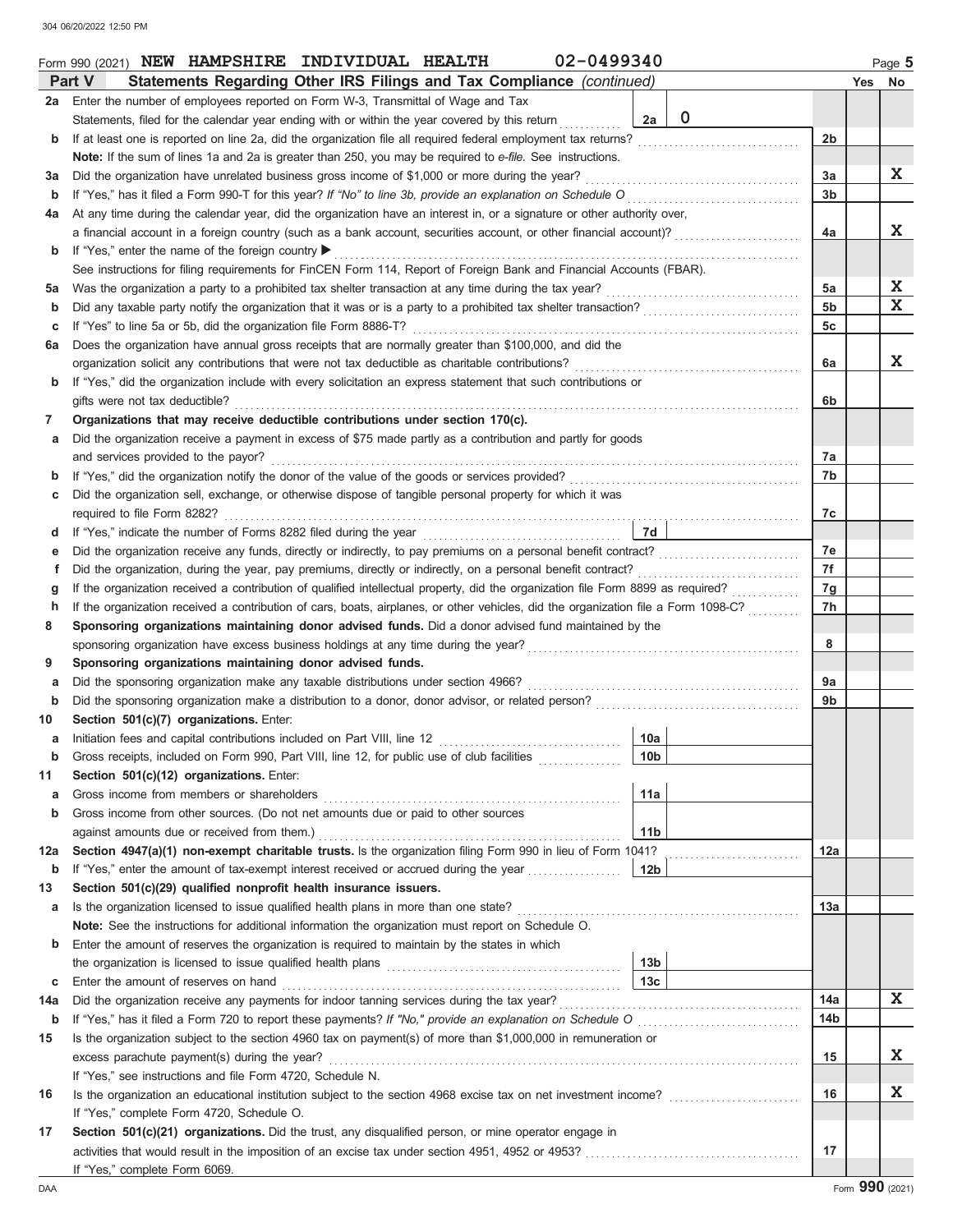Form 990 (2021) **NEW HAMPSHIRE INDIVIDUAL HEALTH** 02-0499340 Page **5**

## Part V Statements Regarding Other IRS Filings and Tax Compliance *(continued)*

| | | | | Line | Yes | No |
|---|---|---|---|---|---|---|
| **2a** | Enter the number of employees reported on Form W-3, Transmittal of Wage and Tax Statements, filed for the calendar year ending with or within the year covered by this return | 2a | 0 | | | |
| **b** | If at least one is reported on line 2a, did the organization file all required federal employment tax returns? | | | 2b | | |
| | **Note:** If the sum of lines 1a and 2a is greater than 250, you may be required to *e-file.* See instructions. | | | | | |
| **3a** | Did the organization have unrelated business gross income of $1,000 or more during the year? | | | 3a | | X |
| **b** | If "Yes," has it filed a Form 990-T for this year? *If "No" to line 3b, provide an explanation on Schedule O* | | | 3b | | |
| **4a** | At any time during the calendar year, did the organization have an interest in, or a signature or other authority over, a financial account in a foreign country (such as a bank account, securities account, or other financial account)? | | | 4a | | X |
| **b** | If "Yes," enter the name of the foreign country ▶ | | | | | |
| | See instructions for filing requirements for FinCEN Form 114, Report of Foreign Bank and Financial Accounts (FBAR). | | | | | |
| **5a** | Was the organization a party to a prohibited tax shelter transaction at any time during the tax year? | | | 5a | | X |
| **b** | Did any taxable party notify the organization that it was or is a party to a prohibited tax shelter transaction? | | | 5b | | X |
| **c** | If "Yes" to line 5a or 5b, did the organization file Form 8886-T? | | | 5c | | |
| **6a** | Does the organization have annual gross receipts that are normally greater than $100,000, and did the organization solicit any contributions that were not tax deductible as charitable contributions? | | | 6a | | X |
| **b** | If "Yes," did the organization include with every solicitation an express statement that such contributions or gifts were not tax deductible? | | | 6b | | |
| **7** | **Organizations that may receive deductible contributions under section 170(c).** | | | | | |
| **a** | Did the organization receive a payment in excess of $75 made partly as a contribution and partly for goods and services provided to the payor? | | | 7a | | |
| **b** | If "Yes," did the organization notify the donor of the value of the goods or services provided? | | | 7b | | |
| **c** | Did the organization sell, exchange, or otherwise dispose of tangible personal property for which it was required to file Form 8282? | | | 7c | | |
| **d** | If "Yes," indicate the number of Forms 8282 filed during the year | 7d | | | | |
| **e** | Did the organization receive any funds, directly or indirectly, to pay premiums on a personal benefit contract? | | | 7e | | |
| **f** | Did the organization, during the year, pay premiums, directly or indirectly, on a personal benefit contract? | | | 7f | | |
| **g** | If the organization received a contribution of qualified intellectual property, did the organization file Form 8899 as required? | | | 7g | | |
| **h** | If the organization received a contribution of cars, boats, airplanes, or other vehicles, did the organization file a Form 1098-C? | | | 7h | | |
| **8** | **Sponsoring organizations maintaining donor advised funds.** Did a donor advised fund maintained by the sponsoring organization have excess business holdings at any time during the year? | | | 8 | | |
| **9** | **Sponsoring organizations maintaining donor advised funds.** | | | | | |
| **a** | Did the sponsoring organization make any taxable distributions under section 4966? | | | 9a | | |
| **b** | Did the sponsoring organization make a distribution to a donor, donor advisor, or related person? | | | 9b | | |
| **10** | **Section 501(c)(7) organizations.** Enter: | | | | | |
| **a** | Initiation fees and capital contributions included on Part VIII, line 12 | 10a | | | | |
| **b** | Gross receipts, included on Form 990, Part VIII, line 12, for public use of club facilities | 10b | | | | |
| **11** | **Section 501(c)(12) organizations.** Enter: | | | | | |
| **a** | Gross income from members or shareholders | 11a | | | | |
| **b** | Gross income from other sources. (Do not net amounts due or paid to other sources against amounts due or received from them.) | 11b | | | | |
| **12a** | **Section 4947(a)(1) non-exempt charitable trusts.** Is the organization filing Form 990 in lieu of Form 1041? | | | 12a | | |
| **b** | If "Yes," enter the amount of tax-exempt interest received or accrued during the year | 12b | | | | |
| **13** | **Section 501(c)(29) qualified nonprofit health insurance issuers.** | | | | | |
| **a** | Is the organization licensed to issue qualified health plans in more than one state? | | | 13a | | |
| | **Note:** See the instructions for additional information the organization must report on Schedule O. | | | | | |
| **b** | Enter the amount of reserves the organization is required to maintain by the states in which the organization is licensed to issue qualified health plans | 13b | | | | |
| **c** | Enter the amount of reserves on hand | 13c | | | | |
| **14a** | Did the organization receive any payments for indoor tanning services during the tax year? | | | 14a | | X |
| **b** | If "Yes," has it filed a Form 720 to report these payments? *If "No," provide an explanation on Schedule O* | | | 14b | | |
| **15** | Is the organization subject to the section 4960 tax on payment(s) of more than $1,000,000 in remuneration or excess parachute payment(s) during the year? | | | 15 | | X |
| | If "Yes," see instructions and file Form 4720, Schedule N. | | | | | |
| **16** | Is the organization an educational institution subject to the section 4968 excise tax on net investment income? | | | 16 | | X |
| | If "Yes," complete Form 4720, Schedule O. | | | | | |
| **17** | **Section 501(c)(21) organizations.** Did the trust, any disqualified person, or mine operator engage in activities that would result in the imposition of an excise tax under section 4951, 4952 or 4953? | | | 17 | | |
| | If "Yes," complete Form 6069. | | | | | |

Form **990** (2021)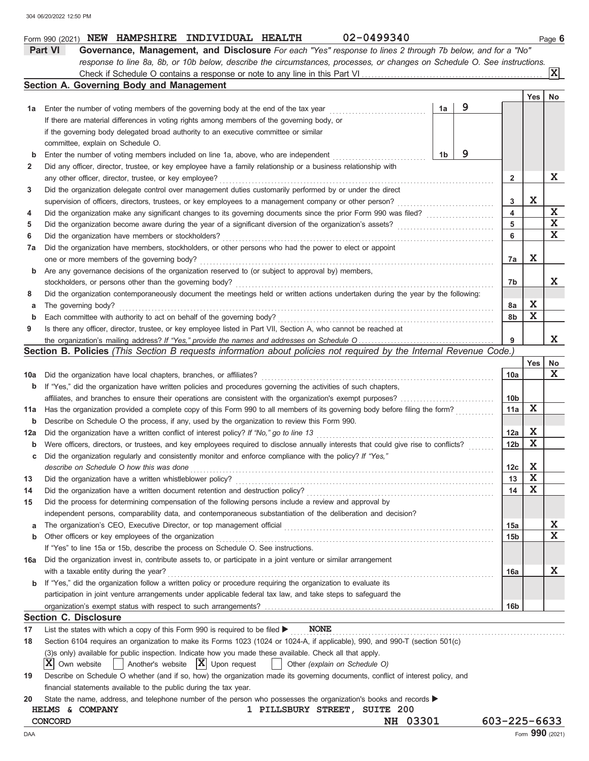Form 990 (2021) **NEW HAMPSHIRE INDIVIDUAL HEALTH** **02-0499340**

## Part VI Governance, Management, and Disclosure

*For each "Yes" response to lines 2 through 7b below, and for a "No" response to line 8a, 8b, or 10b below, describe the circumstances, processes, or changes on Schedule O. See instructions.*

Check if Schedule O contains a response or note to any line in this Part VI .......... [X]

### Section A. Governing Body and Management

| | | | | Yes | No |
|---|---|---|---|---|---|
| **1a** | Enter the number of voting members of the governing body at the end of the tax year — **1a** 9 | | | | |
| | If there are material differences in voting rights among members of the governing body, or if the governing body delegated broad authority to an executive committee or similar committee, explain on Schedule O. | | | | |
| **b** | Enter the number of voting members included on line 1a, above, who are independent — **1b** 9 | | | | |
| **2** | Did any officer, director, trustee, or key employee have a family relationship or a business relationship with any other officer, director, trustee, or key employee? | | **2** | | X |
| **3** | Did the organization delegate control over management duties customarily performed by or under the direct supervision of officers, directors, trustees, or key employees to a management company or other person? | | **3** | X | |
| **4** | Did the organization make any significant changes to its governing documents since the prior Form 990 was filed? | | **4** | | X |
| **5** | Did the organization become aware during the year of a significant diversion of the organization's assets? | | **5** | | X |
| **6** | Did the organization have members or stockholders? | | **6** | | X |
| **7a** | Did the organization have members, stockholders, or other persons who had the power to elect or appoint one or more members of the governing body? | | **7a** | X | |
| **b** | Are any governance decisions of the organization reserved to (or subject to approval by) members, stockholders, or persons other than the governing body? | | **7b** | | X |
| **8** | Did the organization contemporaneously document the meetings held or written actions undertaken during the year by the following: | | | | |
| **a** | The governing body? | | **8a** | X | |
| **b** | Each committee with authority to act on behalf of the governing body? | | **8b** | X | |
| **9** | Is there any officer, director, trustee, or key employee listed in Part VII, Section A, who cannot be reached at the organization's mailing address? *If "Yes," provide the names and addresses on Schedule O* | | **9** | | X |

### Section B. Policies *(This Section B requests information about policies not required by the Internal Revenue Code.)*

| | | | Yes | No |
|---|---|---|---|---|
| **10a** | Did the organization have local chapters, branches, or affiliates? | **10a** | | X |
| **b** | If "Yes," did the organization have written policies and procedures governing the activities of such chapters, affiliates, and branches to ensure their operations are consistent with the organization's exempt purposes? | **10b** | | |
| **11a** | Has the organization provided a complete copy of this Form 990 to all members of its governing body before filing the form? | **11a** | X | |
| **b** | Describe on Schedule O the process, if any, used by the organization to review this Form 990. | | | |
| **12a** | Did the organization have a written conflict of interest policy? *If "No," go to line 13* | **12a** | X | |
| **b** | Were officers, directors, or trustees, and key employees required to disclose annually interests that could give rise to conflicts? | **12b** | X | |
| **c** | Did the organization regularly and consistently monitor and enforce compliance with the policy? *If "Yes," describe on Schedule O how this was done* | **12c** | X | |
| **13** | Did the organization have a written whistleblower policy? | **13** | X | |
| **14** | Did the organization have a written document retention and destruction policy? | **14** | X | |
| **15** | Did the process for determining compensation of the following persons include a review and approval by independent persons, comparability data, and contemporaneous substantiation of the deliberation and decision? | | | |
| **a** | The organization's CEO, Executive Director, or top management official | **15a** | | X |
| **b** | Other officers or key employees of the organization | **15b** | | X |
| | If "Yes" to line 15a or 15b, describe the process on Schedule O. See instructions. | | | |
| **16a** | Did the organization invest in, contribute assets to, or participate in a joint venture or similar arrangement with a taxable entity during the year? | **16a** | | X |
| **b** | If "Yes," did the organization follow a written policy or procedure requiring the organization to evaluate its participation in joint venture arrangements under applicable federal tax law, and take steps to safeguard the organization's exempt status with respect to such arrangements? | **16b** | | |

### Section C. Disclosure

**17** List the states with which a copy of this Form 990 is required to be filed ▶ **NONE**

**18** Section 6104 requires an organization to make its Forms 1023 (1024 or 1024-A, if applicable), 990, and 990-T (section 501(c)(3)s only) available for public inspection. Indicate how you made these available. Check all that apply.

[X] Own website [ ] Another's website [X] Upon request [ ] Other *(explain on Schedule O)*

**19** Describe on Schedule O whether (and if so, how) the organization made its governing documents, conflict of interest policy, and financial statements available to the public during the tax year.

**20** State the name, address, and telephone number of the person who possesses the organization's books and records ▶

**HELMS & COMPANY** **1 PILLSBURY STREET, SUITE 200**
**CONCORD** **NH 03301** **603-225-6633**

Form **990** (2021)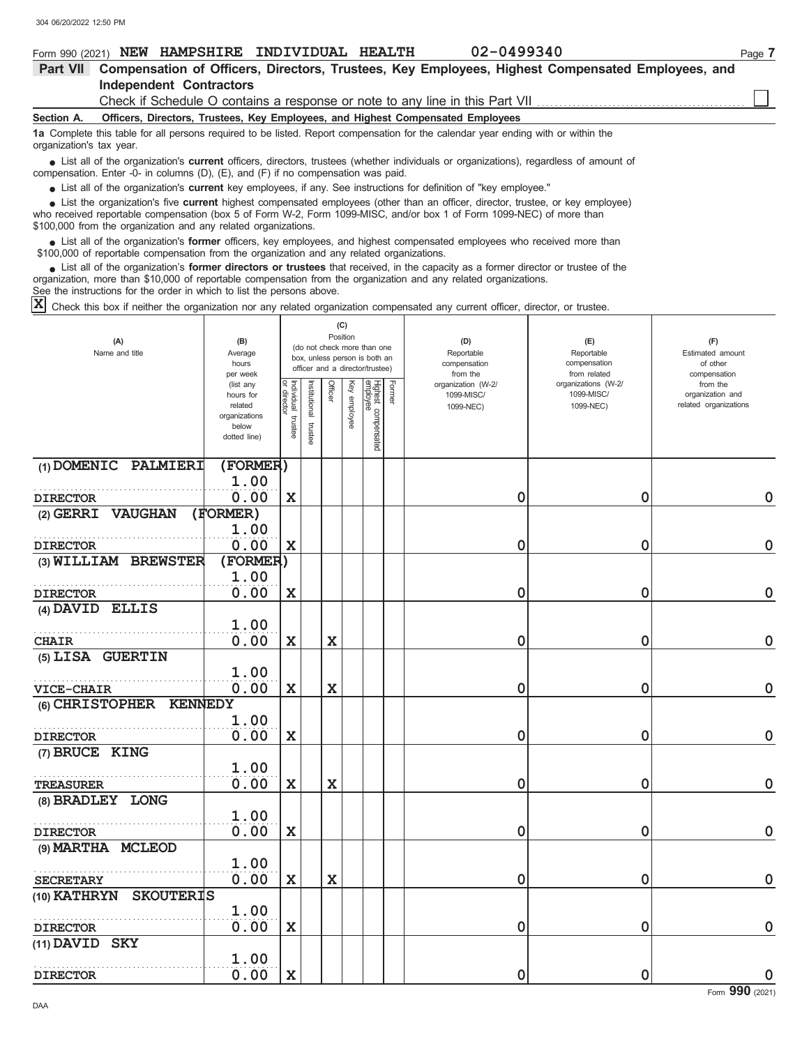Form 990 (2021) **NEW HAMPSHIRE INDIVIDUAL HEALTH** **02-0499340**

## Part VII Compensation of Officers, Directors, Trustees, Key Employees, Highest Compensated Employees, and Independent Contractors

Check if Schedule O contains a response or note to any line in this Part VII ☐

### Section A. Officers, Directors, Trustees, Key Employees, and Highest Compensated Employees

**1a** Complete this table for all persons required to be listed. Report compensation for the calendar year ending with or within the organization's tax year.

- List all of the organization's **current** officers, directors, trustees (whether individuals or organizations), regardless of amount of compensation. Enter -0- in columns (D), (E), and (F) if no compensation was paid.
- List all of the organization's **current** key employees, if any. See instructions for definition of "key employee."
- List the organization's five **current** highest compensated employees (other than an officer, director, trustee, or key employee) who received reportable compensation (box 5 of Form W-2, Form 1099-MISC, and/or box 1 of Form 1099-NEC) of more than $100,000 from the organization and any related organizations.
- List all of the organization's **former** officers, key employees, and highest compensated employees who received more than $100,000 of reportable compensation from the organization and any related organizations.
- List all of the organization's **former directors or trustees** that received, in the capacity as a former director or trustee of the organization, more than $10,000 of reportable compensation from the organization and any related organizations.

See the instructions for the order in which to list the persons above.

☒ Check this box if neither the organization nor any related organization compensated any current officer, director, or trustee.

| (A) Name and title | (B) Average hours per week (list any hours for related organizations below dotted line) | (C) Position: Individual trustee or director | Institutional trustee | Officer | Key employee | Highest compensated employee | Former | (D) Reportable compensation from the organization (W-2/1099-MISC/1099-NEC) | (E) Reportable compensation from related organizations (W-2/1099-MISC/1099-NEC) | (F) Estimated amount of other compensation from the organization and related organizations |
|---|---|---|---|---|---|---|---|---|---|---|
| (1) DOMENIC PALMIERI (FORMER) DIRECTOR | 1.00 / 0.00 | X | | | | | | 0 | 0 | 0 |
| (2) GERRI VAUGHAN (FORMER) DIRECTOR | 1.00 / 0.00 | X | | | | | | 0 | 0 | 0 |
| (3) WILLIAM BREWSTER (FORMER) DIRECTOR | 1.00 / 0.00 | X | | | | | | 0 | 0 | 0 |
| (4) DAVID ELLIS CHAIR | 1.00 / 0.00 | X | | X | | | | 0 | 0 | 0 |
| (5) LISA GUERTIN VICE-CHAIR | 1.00 / 0.00 | X | | X | | | | 0 | 0 | 0 |
| (6) CHRISTOPHER KENNEDY DIRECTOR | 1.00 / 0.00 | X | | | | | | 0 | 0 | 0 |
| (7) BRUCE KING TREASURER | 1.00 / 0.00 | X | | X | | | | 0 | 0 | 0 |
| (8) BRADLEY LONG DIRECTOR | 1.00 / 0.00 | X | | | | | | 0 | 0 | 0 |
| (9) MARTHA MCLEOD SECRETARY | 1.00 / 0.00 | X | | X | | | | 0 | 0 | 0 |
| (10) KATHRYN SKOUTERIS DIRECTOR | 1.00 / 0.00 | X | | | | | | 0 | 0 | 0 |
| (11) DAVID SKY DIRECTOR | 1.00 / 0.00 | X | | | | | | 0 | 0 | 0 |

Form **990** (2021)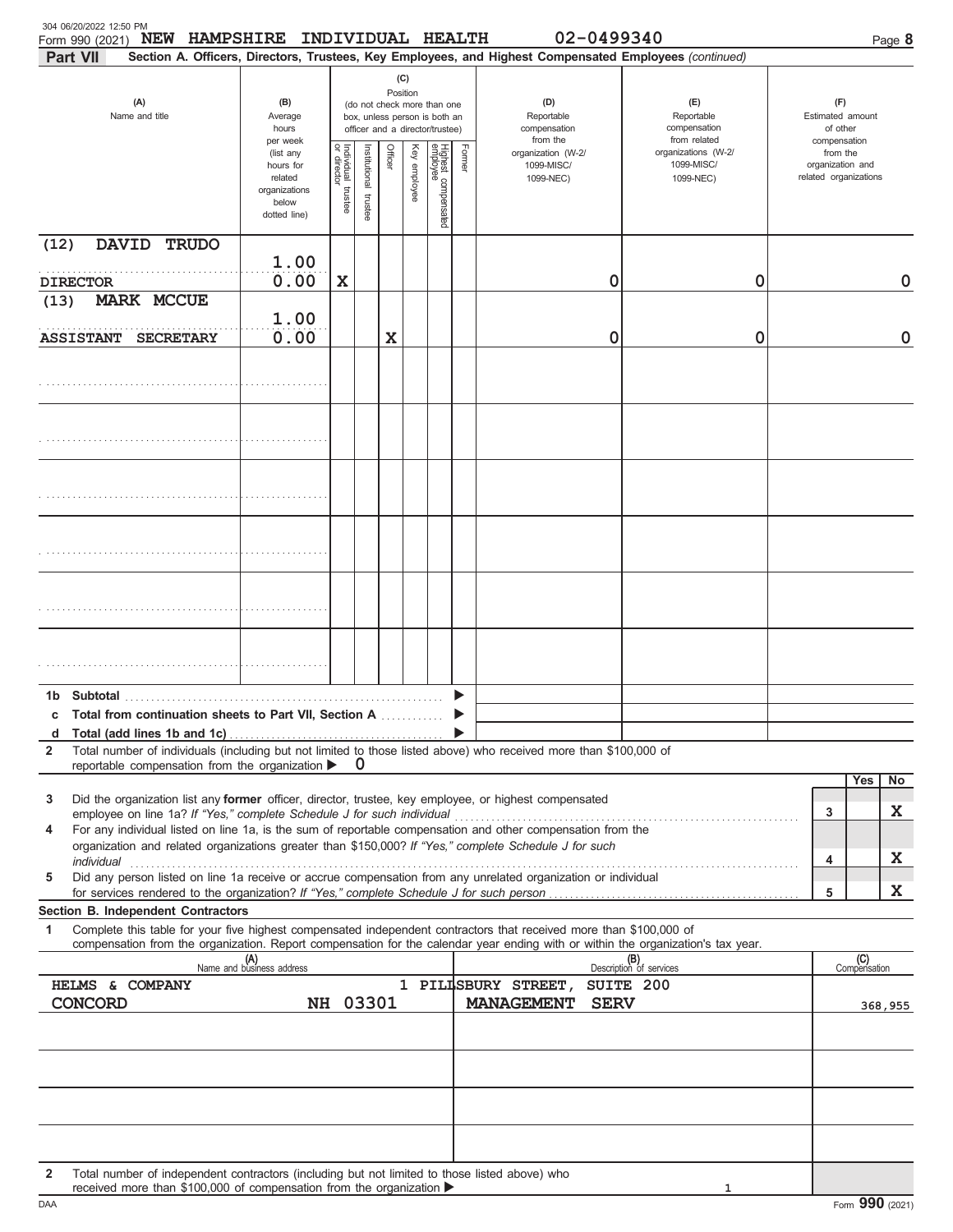Form 990 (2021) **NEW HAMPSHIRE INDIVIDUAL HEALTH** 02-0499340

## Part VII Section A. Officers, Directors, Trustees, Key Employees, and Highest Compensated Employees *(continued)*

| (A) Name and title | (B) Average hours per week (list any hours for related organizations below dotted line) | (C) Position: Individual trustee or director | Institutional trustee | Officer | Key employee | Highest compensated employee | Former | (D) Reportable compensation from the organization (W-2/1099-MISC/1099-NEC) | (E) Reportable compensation from related organizations (W-2/1099-MISC/1099-NEC) | (F) Estimated amount of other compensation from the organization and related organizations |
|---|---|---|---|---|---|---|---|---|---|---|
| (12) DAVID TRUDO<br>DIRECTOR | 1.00<br>0.00 | X | | | | | | 0 | 0 | 0 |
| (13) MARK MCCUE<br>ASSISTANT SECRETARY | 1.00<br>0.00 | | | X | | | | 0 | 0 | 0 |
| | | | | | | | | | | |
| | | | | | | | | | | |
| | | | | | | | | | | |
| | | | | | | | | | | |
| | | | | | | | | | | |
| | | | | | | | | | | |

**1b Subtotal** ▶

**c Total from continuation sheets to Part VII, Section A** ▶

**d Total (add lines 1b and 1c)** ▶

**2** Total number of individuals (including but not limited to those listed above) who received more than $100,000 of reportable compensation from the organization ▶ 0

| | | Yes | No |
|---|---|---|---|
| **3** Did the organization list any **former** officer, director, trustee, key employee, or highest compensated employee on line 1a? *If "Yes," complete Schedule J for such individual* | 3 | | X |
| **4** For any individual listed on line 1a, is the sum of reportable compensation and other compensation from the organization and related organizations greater than $150,000? *If "Yes," complete Schedule J for such individual* | 4 | | X |
| **5** Did any person listed on line 1a receive or accrue compensation from any unrelated organization or individual for services rendered to the organization? *If "Yes," complete Schedule J for such person* | 5 | | X |

### Section B. Independent Contractors

**1** Complete this table for your five highest compensated independent contractors that received more than $100,000 of compensation from the organization. Report compensation for the calendar year ending with or within the organization's tax year.

| (A) Name and business address | (B) Description of services | (C) Compensation |
|---|---|---|
| HELMS & COMPANY 1 PILLSBURY STREET, SUITE 200<br>CONCORD NH 03301 | MANAGEMENT SERV | 368,955 |
| | | |
| | | |
| | | |
| | | |

**2** Total number of independent contractors (including but not limited to those listed above) who received more than $100,000 of compensation from the organization ▶ 1

Form **990** (2021)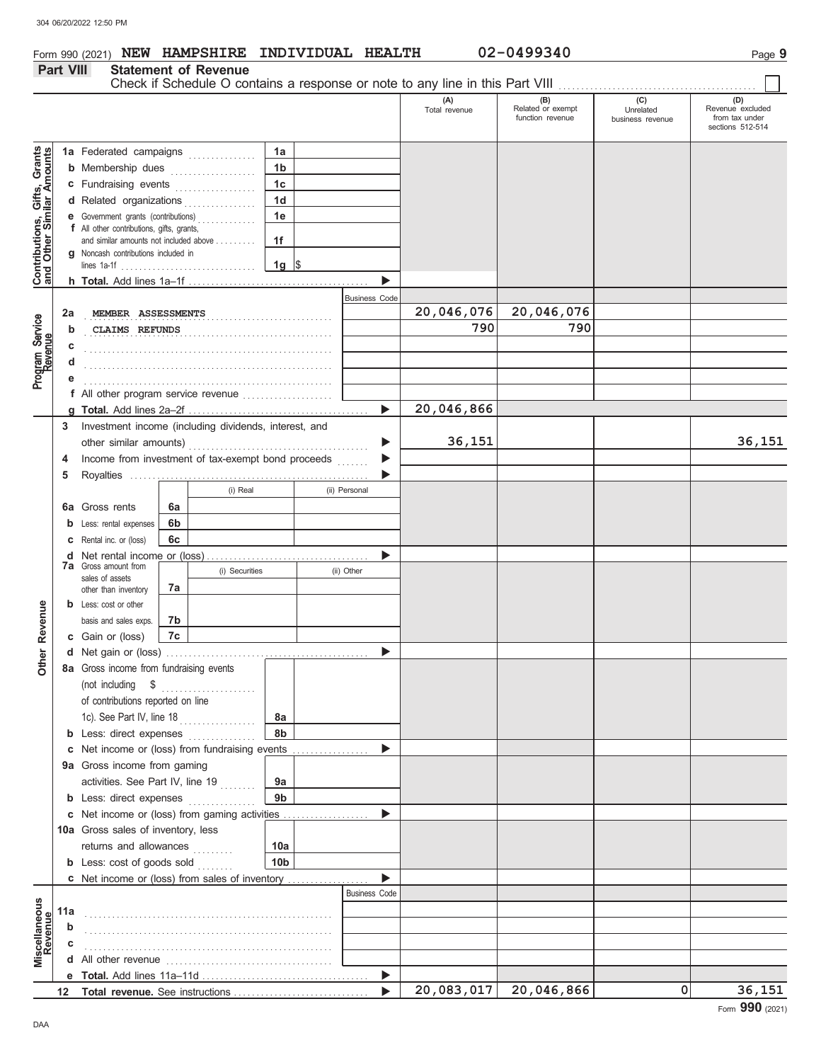Form 990 (2021) **NEW HAMPSHIRE INDIVIDUAL HEALTH** 02-0499340 Page **9**

## Part VIII Statement of Revenue

Check if Schedule O contains a response or note to any line in this Part VIII . . . . . . . . . . ☐

| | | | | (A) Total revenue | (B) Related or exempt function revenue | (C) Unrelated business revenue | (D) Revenue excluded from tax under sections 512-514 |
|---|---|---|---|---|---|---|---|
| **Contributions, Gifts, Grants and Other Similar Amounts** | 1a Federated campaigns | 1a | | | | | |
| | b Membership dues | 1b | | | | | |
| | c Fundraising events | 1c | | | | | |
| | d Related organizations | 1d | | | | | |
| | e Government grants (contributions) | 1e | | | | | |
| | f All other contributions, gifts, grants, and similar amounts not included above | 1f | | | | | |
| | g Noncash contributions included in lines 1a-1f | 1g | $ | | | | |
| | h **Total.** Add lines 1a–1f | | | | | | |
| **Program Service Revenue** | | | Business Code | | | | |
| | 2a MEMBER ASSESSMENTS | | | 20,046,076 | 20,046,076 | | |
| | b CLAIMS REFUNDS | | | 790 | 790 | | |
| | c | | | | | | |
| | d | | | | | | |
| | e | | | | | | |
| | f All other program service revenue | | | | | | |
| | g **Total.** Add lines 2a–2f | | | 20,046,866 | | | |
| **Other Revenue** | 3 Investment income (including dividends, interest, and other similar amounts) | | | 36,151 | | | 36,151 |
| | 4 Income from investment of tax-exempt bond proceeds | | | | | | |
| | 5 Royalties | | | | | | |
| | | (i) Real | (ii) Personal | | | | |
| | 6a Gross rents 6a | | | | | | |
| | b Less: rental expenses 6b | | | | | | |
| | c Rental inc. or (loss) 6c | | | | | | |
| | d Net rental income or (loss) | | | | | | |
| | | (i) Securities | (ii) Other | | | | |
| | 7a Gross amount from sales of assets other than inventory 7a | | | | | | |
| | b Less: cost or other basis and sales exps. 7b | | | | | | |
| | c Gain or (loss) 7c | | | | | | |
| | d Net gain or (loss) | | | | | | |
| | 8a Gross income from fundraising events (not including $ of contributions reported on line 1c). See Part IV, line 18 | 8a | | | | | |
| | b Less: direct expenses | 8b | | | | | |
| | c Net income or (loss) from fundraising events | | | | | | |
| | 9a Gross income from gaming activities. See Part IV, line 19 | 9a | | | | | |
| | b Less: direct expenses | 9b | | | | | |
| | c Net income or (loss) from gaming activities | | | | | | |
| | 10a Gross sales of inventory, less returns and allowances | 10a | | | | | |
| | b Less: cost of goods sold | 10b | | | | | |
| | c Net income or (loss) from sales of inventory | | | | | | |
| **Miscellaneous Revenue** | | | Business Code | | | | |
| | 11a | | | | | | |
| | b | | | | | | |
| | c | | | | | | |
| | d All other revenue | | | | | | |
| | e **Total.** Add lines 11a–11d | | | | | | |
| | 12 **Total revenue.** See instructions | | | 20,083,017 | 20,046,866 | 0 | 36,151 |

Form **990** (2021)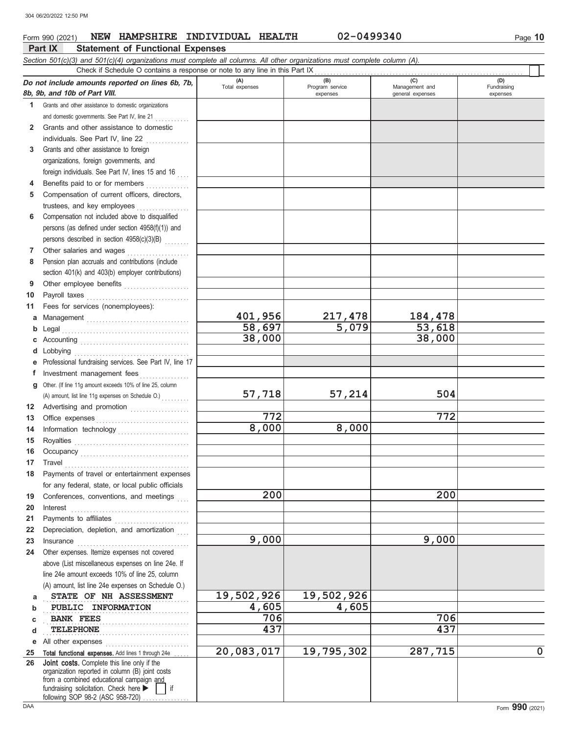Form 990 (2021) **NEW HAMPSHIRE INDIVIDUAL HEALTH** **02-0499340**

## Part IX Statement of Functional Expenses

*Section 501(c)(3) and 501(c)(4) organizations must complete all columns. All other organizations must complete column (A).*

Check if Schedule O contains a response or note to any line in this Part IX ☐

| *Do not include amounts reported on lines 6b, 7b, 8b, 9b, and 10b of Part VIII.* | (A) Total expenses | (B) Program service expenses | (C) Management and general expenses | (D) Fundraising expenses |
|---|---|---|---|---|
| 1 Grants and other assistance to domestic organizations and domestic governments. See Part IV, line 21 | | | | |
| 2 Grants and other assistance to domestic individuals. See Part IV, line 22 | | | | |
| 3 Grants and other assistance to foreign organizations, foreign governments, and foreign individuals. See Part IV, lines 15 and 16 | | | | |
| 4 Benefits paid to or for members | | | | |
| 5 Compensation of current officers, directors, trustees, and key employees | | | | |
| 6 Compensation not included above to disqualified persons (as defined under section 4958(f)(1)) and persons described in section 4958(c)(3)(B) | | | | |
| 7 Other salaries and wages | | | | |
| 8 Pension plan accruals and contributions (include section 401(k) and 403(b) employer contributions) | | | | |
| 9 Other employee benefits | | | | |
| 10 Payroll taxes | | | | |
| 11 Fees for services (nonemployees): | | | | |
| a Management | 401,956 | 217,478 | 184,478 | |
| b Legal | 58,697 | 5,079 | 53,618 | |
| c Accounting | 38,000 | | 38,000 | |
| d Lobbying | | | | |
| e Professional fundraising services. See Part IV, line 17 | | | | |
| f Investment management fees | | | | |
| g Other. (If line 11g amount exceeds 10% of line 25, column (A) amount, list line 11g expenses on Schedule O.) | 57,718 | 57,214 | 504 | |
| 12 Advertising and promotion | | | | |
| 13 Office expenses | 772 | | 772 | |
| 14 Information technology | 8,000 | 8,000 | | |
| 15 Royalties | | | | |
| 16 Occupancy | | | | |
| 17 Travel | | | | |
| 18 Payments of travel or entertainment expenses for any federal, state, or local public officials | | | | |
| 19 Conferences, conventions, and meetings | 200 | | 200 | |
| 20 Interest | | | | |
| 21 Payments to affiliates | | | | |
| 22 Depreciation, depletion, and amortization | | | | |
| 23 Insurance | 9,000 | | 9,000 | |
| 24 Other expenses. Itemize expenses not covered above (List miscellaneous expenses on line 24e. If line 24e amount exceeds 10% of line 25, column (A) amount, list line 24e expenses on Schedule O.) | | | | |
| a STATE OF NH ASSESSMENT | 19,502,926 | 19,502,926 | | |
| b PUBLIC INFORMATION | 4,605 | 4,605 | | |
| c BANK FEES | 706 | | 706 | |
| d TELEPHONE | 437 | | 437 | |
| e All other expenses | | | | |
| 25 **Total functional expenses.** Add lines 1 through 24e | 20,083,017 | 19,795,302 | 287,715 | 0 |
| 26 **Joint costs.** Complete this line only if the organization reported in column (B) joint costs from a combined educational campaign and fundraising solicitation. Check here ▶ ☐ if following SOP 98-2 (ASC 958-720) | | | | |

Form **990** (2021)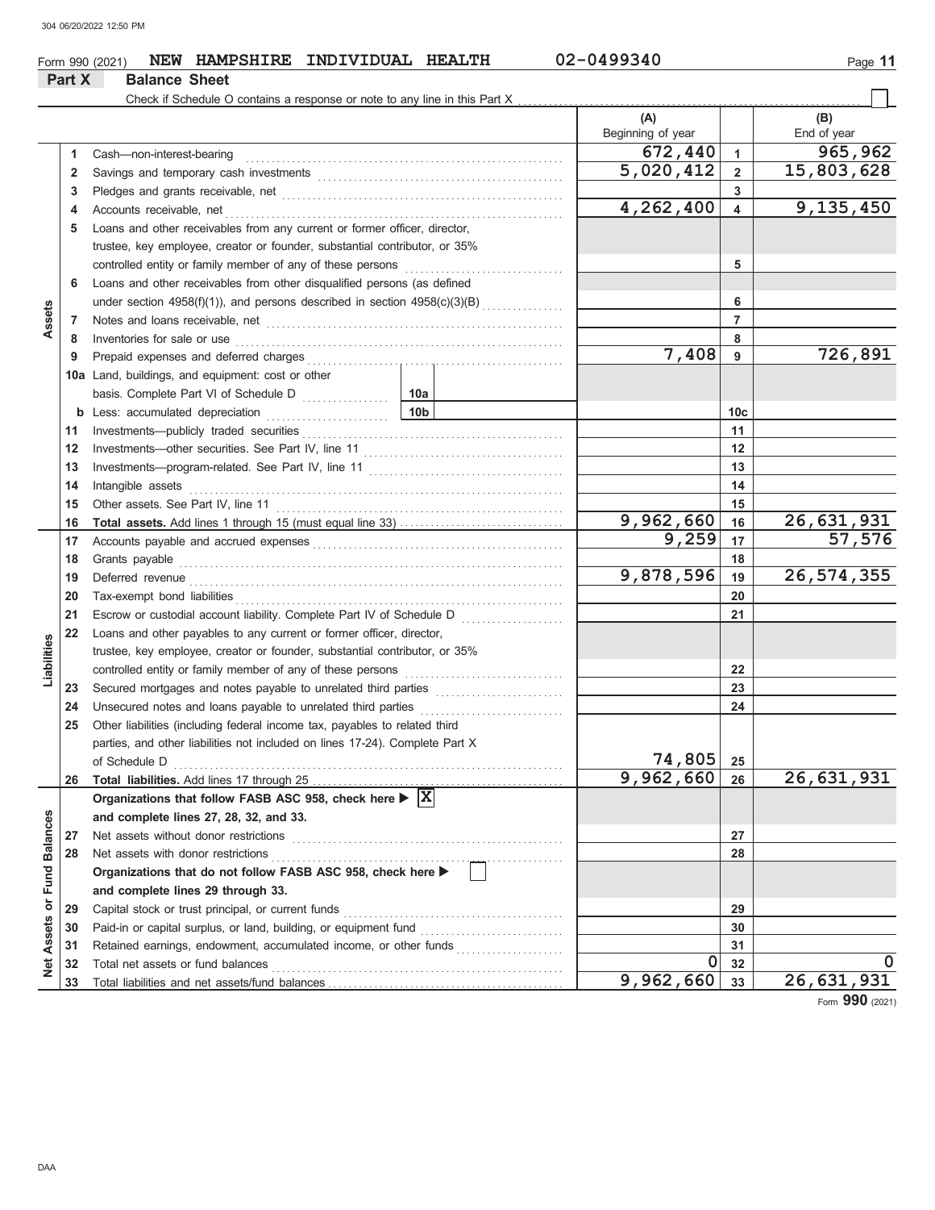Form 990 (2021) **NEW HAMPSHIRE INDIVIDUAL HEALTH** 02-0499340

## Part X Balance Sheet

Check if Schedule O contains a response or note to any line in this Part X ☐

| | | | | (A) Beginning of year | | (B) End of year |
|---|---|---|---|---|---|---|
| Assets | 1 | Cash—non-interest-bearing | | 672,440 | 1 | 965,962 |
| | 2 | Savings and temporary cash investments | | 5,020,412 | 2 | 15,803,628 |
| | 3 | Pledges and grants receivable, net | | | 3 | |
| | 4 | Accounts receivable, net | | 4,262,400 | 4 | 9,135,450 |
| | 5 | Loans and other receivables from any current or former officer, director, trustee, key employee, creator or founder, substantial contributor, or 35% controlled entity or family member of any of these persons | | | 5 | |
| | 6 | Loans and other receivables from other disqualified persons (as defined under section 4958(f)(1)), and persons described in section 4958(c)(3)(B) | | | 6 | |
| | 7 | Notes and loans receivable, net | | | 7 | |
| | 8 | Inventories for sale or use | | | 8 | |
| | 9 | Prepaid expenses and deferred charges | | 7,408 | 9 | 726,891 |
| | 10a | Land, buildings, and equipment: cost or other basis. Complete Part VI of Schedule D | 10a | | | |
| | b | Less: accumulated depreciation | 10b | | 10c | |
| | 11 | Investments—publicly traded securities | | | 11 | |
| | 12 | Investments—other securities. See Part IV, line 11 | | | 12 | |
| | 13 | Investments—program-related. See Part IV, line 11 | | | 13 | |
| | 14 | Intangible assets | | | 14 | |
| | 15 | Other assets. See Part IV, line 11 | | | 15 | |
| | 16 | **Total assets.** Add lines 1 through 15 (must equal line 33) | | 9,962,660 | 16 | 26,631,931 |
| Liabilities | 17 | Accounts payable and accrued expenses | | 9,259 | 17 | 57,576 |
| | 18 | Grants payable | | | 18 | |
| | 19 | Deferred revenue | | 9,878,596 | 19 | 26,574,355 |
| | 20 | Tax-exempt bond liabilities | | | 20 | |
| | 21 | Escrow or custodial account liability. Complete Part IV of Schedule D | | | 21 | |
| | 22 | Loans and other payables to any current or former officer, director, trustee, key employee, creator or founder, substantial contributor, or 35% controlled entity or family member of any of these persons | | | 22 | |
| | 23 | Secured mortgages and notes payable to unrelated third parties | | | 23 | |
| | 24 | Unsecured notes and loans payable to unrelated third parties | | | 24 | |
| | 25 | Other liabilities (including federal income tax, payables to related third parties, and other liabilities not included on lines 17-24). Complete Part X of Schedule D | | 74,805 | 25 | |
| | 26 | **Total liabilities.** Add lines 17 through 25 | | 9,962,660 | 26 | 26,631,931 |
| Net Assets or Fund Balances | | **Organizations that follow FASB ASC 958, check here ▶ ☒ and complete lines 27, 28, 32, and 33.** | | | | |
| | 27 | Net assets without donor restrictions | | | 27 | |
| | 28 | Net assets with donor restrictions | | | 28 | |
| | | **Organizations that do not follow FASB ASC 958, check here ▶ ☐ and complete lines 29 through 33.** | | | | |
| | 29 | Capital stock or trust principal, or current funds | | | 29 | |
| | 30 | Paid-in or capital surplus, or land, building, or equipment fund | | | 30 | |
| | 31 | Retained earnings, endowment, accumulated income, or other funds | | | 31 | |
| | 32 | Total net assets or fund balances | | 0 | 32 | 0 |
| | 33 | Total liabilities and net assets/fund balances | | 9,962,660 | 33 | 26,631,931 |

Form **990** (2021)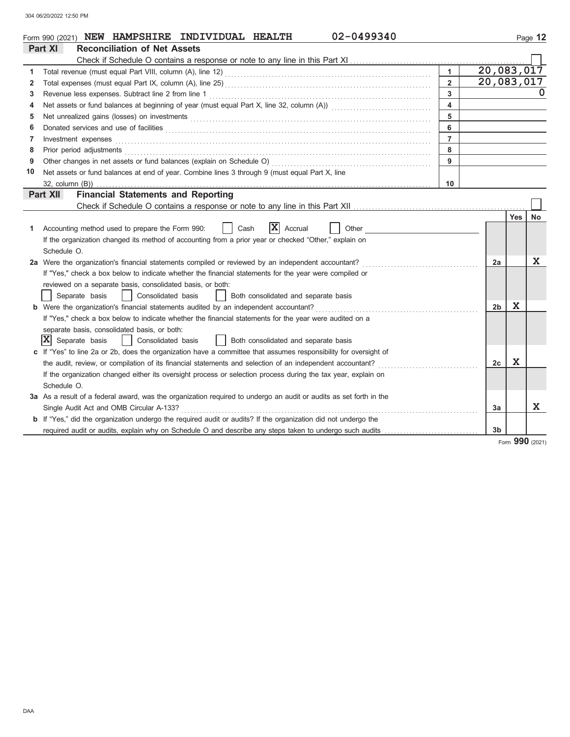Form 990 (2021) **NEW HAMPSHIRE INDIVIDUAL HEALTH** 02-0499340

## Part XI Reconciliation of Net Assets

Check if Schedule O contains a response or note to any line in this Part XI ☐

| | | | |
|---|---|---|---|
| 1 | Total revenue (must equal Part VIII, column (A), line 12) | 1 | 20,083,017 |
| 2 | Total expenses (must equal Part IX, column (A), line 25) | 2 | 20,083,017 |
| 3 | Revenue less expenses. Subtract line 2 from line 1 | 3 | 0 |
| 4 | Net assets or fund balances at beginning of year (must equal Part X, line 32, column (A)) | 4 | |
| 5 | Net unrealized gains (losses) on investments | 5 | |
| 6 | Donated services and use of facilities | 6 | |
| 7 | Investment expenses | 7 | |
| 8 | Prior period adjustments | 8 | |
| 9 | Other changes in net assets or fund balances (explain on Schedule O) | 9 | |
| 10 | Net assets or fund balances at end of year. Combine lines 3 through 9 (must equal Part X, line 32, column (B)) | 10 | |

## Part XII Financial Statements and Reporting

Check if Schedule O contains a response or note to any line in this Part XII ☐

| | | | Yes | No |
|---|---|---|---|---|
| 1 | Accounting method used to prepare the Form 990: ☐ Cash ☒ Accrual ☐ Other<br>If the organization changed its method of accounting from a prior year or checked "Other," explain on Schedule O. | | | |
| 2a | Were the organization's financial statements compiled or reviewed by an independent accountant?<br>If "Yes," check a box below to indicate whether the financial statements for the year were compiled or reviewed on a separate basis, consolidated basis, or both:<br>☐ Separate basis ☐ Consolidated basis ☐ Both consolidated and separate basis | 2a | | X |
| b | Were the organization's financial statements audited by an independent accountant?<br>If "Yes," check a box below to indicate whether the financial statements for the year were audited on a separate basis, consolidated basis, or both:<br>☒ Separate basis ☐ Consolidated basis ☐ Both consolidated and separate basis | 2b | X | |
| c | If "Yes" to line 2a or 2b, does the organization have a committee that assumes responsibility for oversight of the audit, review, or compilation of its financial statements and selection of an independent accountant?<br>If the organization changed either its oversight process or selection process during the tax year, explain on Schedule O. | 2c | X | |
| 3a | As a result of a federal award, was the organization required to undergo an audit or audits as set forth in the Single Audit Act and OMB Circular A-133? | 3a | | X |
| b | If "Yes," did the organization undergo the required audit or audits? If the organization did not undergo the required audit or audits, explain why on Schedule O and describe any steps taken to undergo such audits | 3b | | |

Form **990** (2021)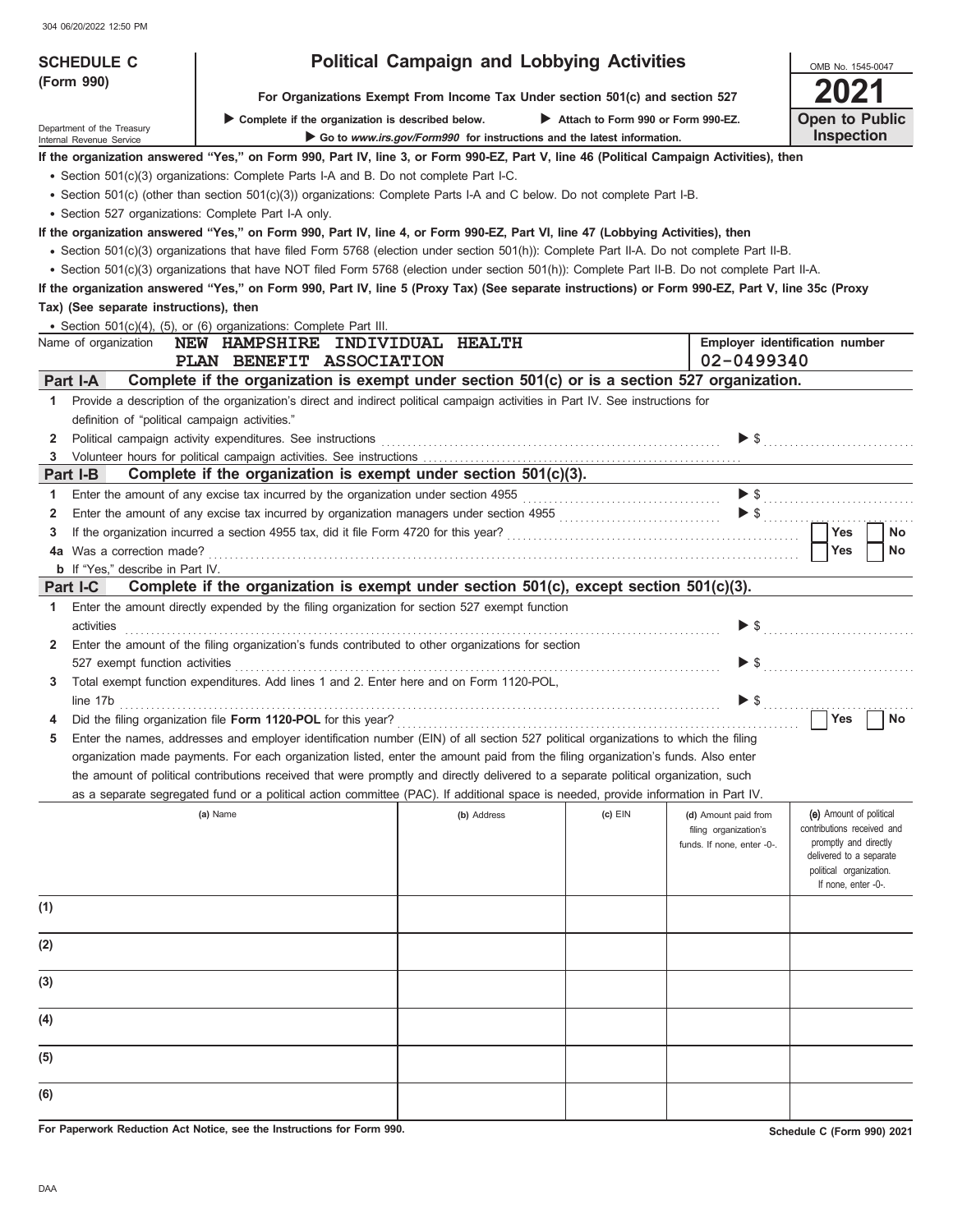**SCHEDULE C (Form 990)**

Department of the Treasury
Internal Revenue Service

# Political Campaign and Lobbying Activities

**For Organizations Exempt From Income Tax Under section 501(c) and section 527**

▶ Complete if the organization is described below. ▶ Attach to Form 990 or Form 990-EZ.

▶ Go to *www.irs.gov/Form990* for instructions and the latest information.

OMB No. 1545-0047

**2021**

**Open to Public Inspection**

**If the organization answered "Yes," on Form 990, Part IV, line 3, or Form 990-EZ, Part V, line 46 (Political Campaign Activities), then**

- Section 501(c)(3) organizations: Complete Parts I-A and B. Do not complete Part I-C.
- Section 501(c) (other than section 501(c)(3)) organizations: Complete Parts I-A and C below. Do not complete Part I-B.
- Section 527 organizations: Complete Part I-A only.

**If the organization answered "Yes," on Form 990, Part IV, line 4, or Form 990-EZ, Part VI, line 47 (Lobbying Activities), then**

- Section 501(c)(3) organizations that have filed Form 5768 (election under section 501(h)): Complete Part II-A. Do not complete Part II-B.
- Section 501(c)(3) organizations that have NOT filed Form 5768 (election under section 501(h)): Complete Part II-B. Do not complete Part II-A.

**If the organization answered "Yes," on Form 990, Part IV, line 5 (Proxy Tax) (See separate instructions) or Form 990-EZ, Part V, line 35c (Proxy Tax) (See separate instructions), then**

- Section 501(c)(4), (5), or (6) organizations: Complete Part III.

Name of organization: NEW HAMPSHIRE INDIVIDUAL HEALTH PLAN BENEFIT ASSOCIATION

Employer identification number: 02-0499340

## Part I-A Complete if the organization is exempt under section 501(c) or is a section 527 organization.

1 Provide a description of the organization's direct and indirect political campaign activities in Part IV. See instructions for definition of "political campaign activities."

2 Political campaign activity expenditures. See instructions ▶ $

3 Volunteer hours for political campaign activities. See instructions

## Part I-B Complete if the organization is exempt under section 501(c)(3).

1 Enter the amount of any excise tax incurred by the organization under section 4955 ▶ $

2 Enter the amount of any excise tax incurred by organization managers under section 4955 ▶ $

3 If the organization incurred a section 4955 tax, did it file Form 4720 for this year? ☐ Yes ☐ No

4a Was a correction made? ☐ Yes ☐ No

b If "Yes," describe in Part IV.

## Part I-C Complete if the organization is exempt under section 501(c), except section 501(c)(3).

1 Enter the amount directly expended by the filing organization for section 527 exempt function activities ▶ $

2 Enter the amount of the filing organization's funds contributed to other organizations for section 527 exempt function activities ▶ $

3 Total exempt function expenditures. Add lines 1 and 2. Enter here and on Form 1120-POL, line 17b ▶ $

4 Did the filing organization file **Form 1120-POL** for this year? ☐ Yes ☐ No

5 Enter the names, addresses and employer identification number (EIN) of all section 527 political organizations to which the filing organization made payments. For each organization listed, enter the amount paid from the filing organization's funds. Also enter the amount of political contributions received that were promptly and directly delivered to a separate political organization, such as a separate segregated fund or a political action committee (PAC). If additional space is needed, provide information in Part IV.

| | (a) Name | (b) Address | (c) EIN | (d) Amount paid from filing organization's funds. If none, enter -0-. | (e) Amount of political contributions received and promptly and directly delivered to a separate political organization. If none, enter -0-. |
|---|---|---|---|---|---|
| (1) | | | | | |
| (2) | | | | | |
| (3) | | | | | |
| (4) | | | | | |
| (5) | | | | | |
| (6) | | | | | |

**For Paperwork Reduction Act Notice, see the Instructions for Form 990.** **Schedule C (Form 990) 2021**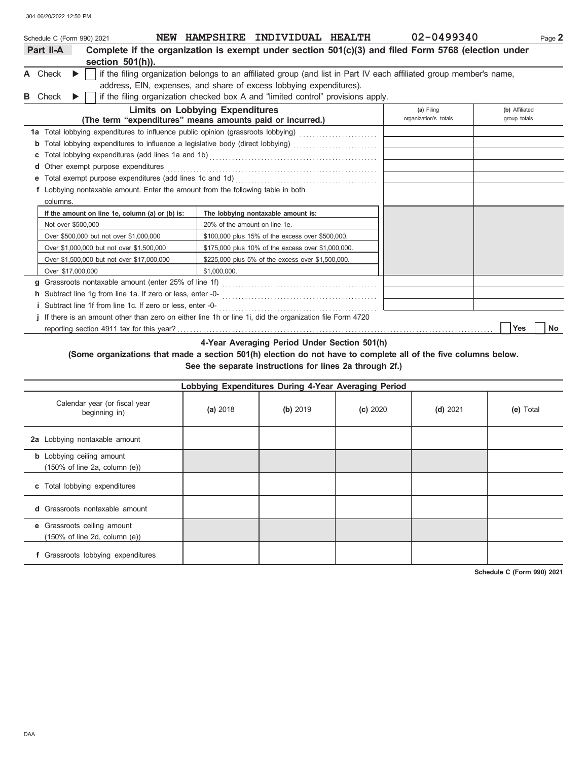Schedule C (Form 990) 2021 NEW HAMPSHIRE INDIVIDUAL HEALTH 02-0499340 Page **2**

**Part II-A** **Complete if the organization is exempt under section 501(c)(3) and filed Form 5768 (election under section 501(h)).**

**A** Check ▶ ☐ if the filing organization belongs to an affiliated group (and list in Part IV each affiliated group member's name, address, EIN, expenses, and share of excess lobbying expenditures).

**B** Check ▶ ☐ if the filing organization checked box A and "limited control" provisions apply.

| **Limits on Lobbying Expenditures** (The term "expenditures" means amounts paid or incurred.) | **(a)** Filing organization's totals | **(b)** Affiliated group totals |
|---|---|---|
| **1a** Total lobbying expenditures to influence public opinion (grassroots lobbying) | | |
| **b** Total lobbying expenditures to influence a legislative body (direct lobbying) | | |
| **c** Total lobbying expenditures (add lines 1a and 1b) | | |
| **d** Other exempt purpose expenditures | | |
| **e** Total exempt purpose expenditures (add lines 1c and 1d) | | |
| **f** Lobbying nontaxable amount. Enter the amount from the following table in both columns. | | |

| If the amount on line 1e, column (a) or (b) is: | The lobbying nontaxable amount is: |
|---|---|
| Not over $500,000 | 20% of the amount on line 1e. |
| Over $500,000 but not over $1,000,000 | $100,000 plus 15% of the excess over $500,000. |
| Over $1,000,000 but not over $1,500,000 | $175,000 plus 10% of the excess over $1,000,000. |
| Over $1,500,000 but not over $17,000,000 | $225,000 plus 5% of the excess over $1,500,000. |
| Over $17,000,000 | $1,000,000. |

| | (a) | (b) |
|---|---|---|
| **g** Grassroots nontaxable amount (enter 25% of line 1f) | | |
| **h** Subtract line 1g from line 1a. If zero or less, enter -0- | | |
| **i** Subtract line 1f from line 1c. If zero or less, enter -0- | | |

**j** If there is an amount other than zero on either line 1h or line 1i, did the organization file Form 4720 reporting section 4911 tax for this year? ☐ Yes ☐ No

**4-Year Averaging Period Under Section 501(h)**
**(Some organizations that made a section 501(h) election do not have to complete all of the five columns below. See the separate instructions for lines 2a through 2f.)**

| Lobbying Expenditures During 4-Year Averaging Period | | | | | |
|---|---|---|---|---|---|
| Calendar year (or fiscal year beginning in) | **(a)** 2018 | **(b)** 2019 | **(c)** 2020 | **(d)** 2021 | **(e)** Total |
| **2a** Lobbying nontaxable amount | | | | | |
| **b** Lobbying ceiling amount (150% of line 2a, column (e)) | | | | | |
| **c** Total lobbying expenditures | | | | | |
| **d** Grassroots nontaxable amount | | | | | |
| **e** Grassroots ceiling amount (150% of line 2d, column (e)) | | | | | |
| **f** Grassroots lobbying expenditures | | | | | |

**Schedule C (Form 990) 2021**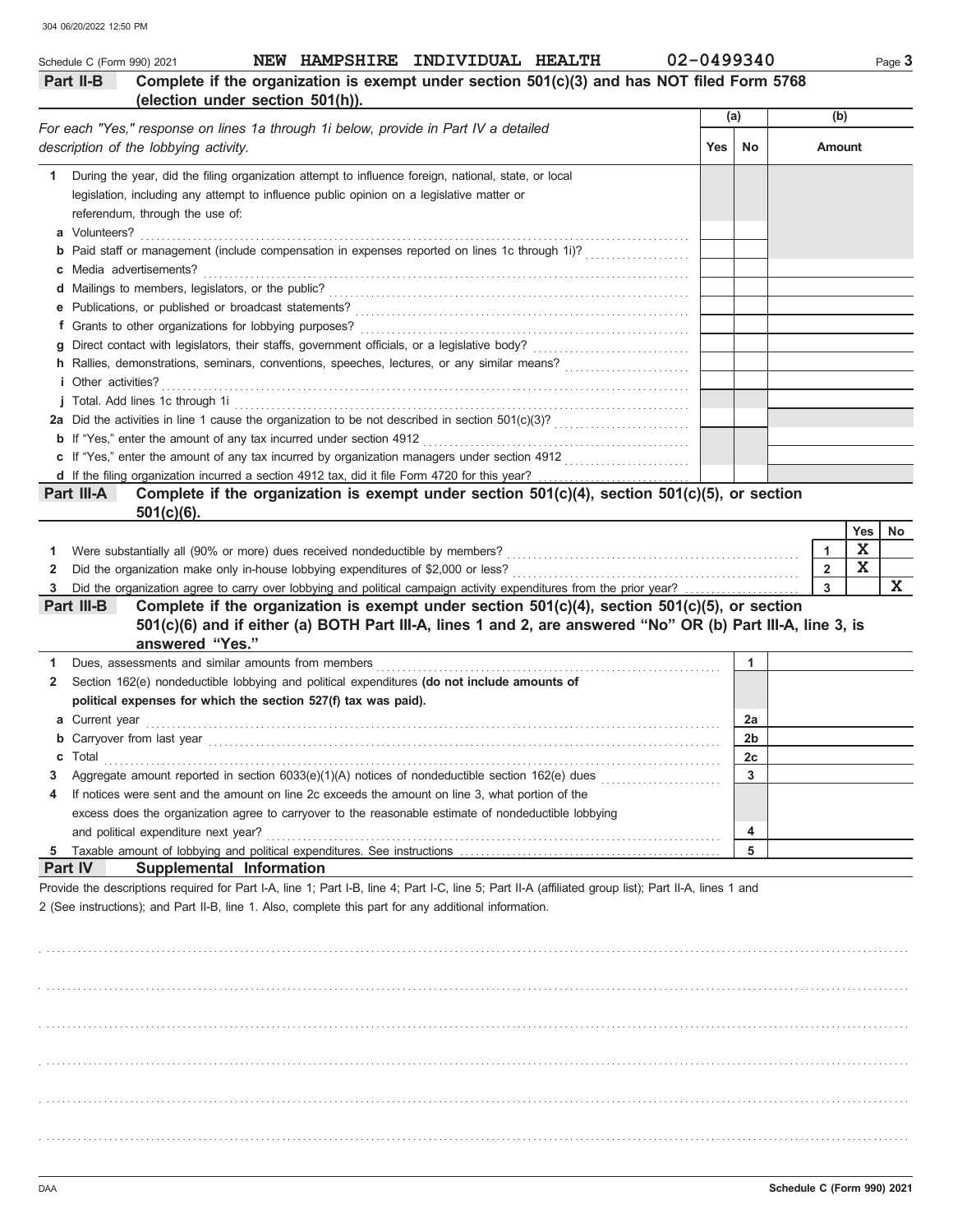Schedule C (Form 990) 2021 NEW HAMPSHIRE INDIVIDUAL HEALTH 02-0499340 Page **3**

**Part II-B** **Complete if the organization is exempt under section 501(c)(3) and has NOT filed Form 5768 (election under section 501(h)).**

| *For each "Yes," response on lines 1a through 1i below, provide in Part IV a detailed description of the lobbying activity.* | (a) Yes | (a) No | (b) Amount |
|---|---|---|---|
| **1** During the year, did the filing organization attempt to influence foreign, national, state, or local legislation, including any attempt to influence public opinion on a legislative matter or referendum, through the use of: | | | |
| **a** Volunteers? | | | |
| **b** Paid staff or management (include compensation in expenses reported on lines 1c through 1i)? | | | |
| **c** Media advertisements? | | | |
| **d** Mailings to members, legislators, or the public? | | | |
| **e** Publications, or published or broadcast statements? | | | |
| **f** Grants to other organizations for lobbying purposes? | | | |
| **g** Direct contact with legislators, their staffs, government officials, or a legislative body? | | | |
| **h** Rallies, demonstrations, seminars, conventions, speeches, lectures, or any similar means? | | | |
| **i** Other activities? | | | |
| **j** Total. Add lines 1c through 1i | | | |
| **2a** Did the activities in line 1 cause the organization to be not described in section 501(c)(3)? | | | |
| **b** If "Yes," enter the amount of any tax incurred under section 4912 | | | |
| **c** If "Yes," enter the amount of any tax incurred by organization managers under section 4912 | | | |
| **d** If the filing organization incurred a section 4912 tax, did it file Form 4720 for this year? | | | |

**Part III-A** **Complete if the organization is exempt under section 501(c)(4), section 501(c)(5), or section 501(c)(6).**

| | | Yes | No |
|---|---|---|---|
| **1** Were substantially all (90% or more) dues received nondeductible by members? | 1 | X | |
| **2** Did the organization make only in-house lobbying expenditures of $2,000 or less? | 2 | X | |
| **3** Did the organization agree to carry over lobbying and political campaign activity expenditures from the prior year? | 3 | | X |

**Part III-B** **Complete if the organization is exempt under section 501(c)(4), section 501(c)(5), or section 501(c)(6) and if either (a) BOTH Part III-A, lines 1 and 2, are answered "No" OR (b) Part III-A, line 3, is answered "Yes."**

| | | |
|---|---|---|
| **1** Dues, assessments and similar amounts from members | 1 | |
| **2** Section 162(e) nondeductible lobbying and political expenditures **(do not include amounts of political expenses for which the section 527(f) tax was paid).** | | |
| **a** Current year | 2a | |
| **b** Carryover from last year | 2b | |
| **c** Total | 2c | |
| **3** Aggregate amount reported in section 6033(e)(1)(A) notices of nondeductible section 162(e) dues | 3 | |
| **4** If notices were sent and the amount on line 2c exceeds the amount on line 3, what portion of the excess does the organization agree to carryover to the reasonable estimate of nondeductible lobbying and political expenditure next year? | 4 | |
| **5** Taxable amount of lobbying and political expenditures. See instructions | 5 | |

**Part IV** **Supplemental Information**

Provide the descriptions required for Part I-A, line 1; Part I-B, line 4; Part I-C, line 5; Part II-A (affiliated group list); Part II-A, lines 1 and 2 (See instructions); and Part II-B, line 1. Also, complete this part for any additional information.

Schedule C (Form 990) 2021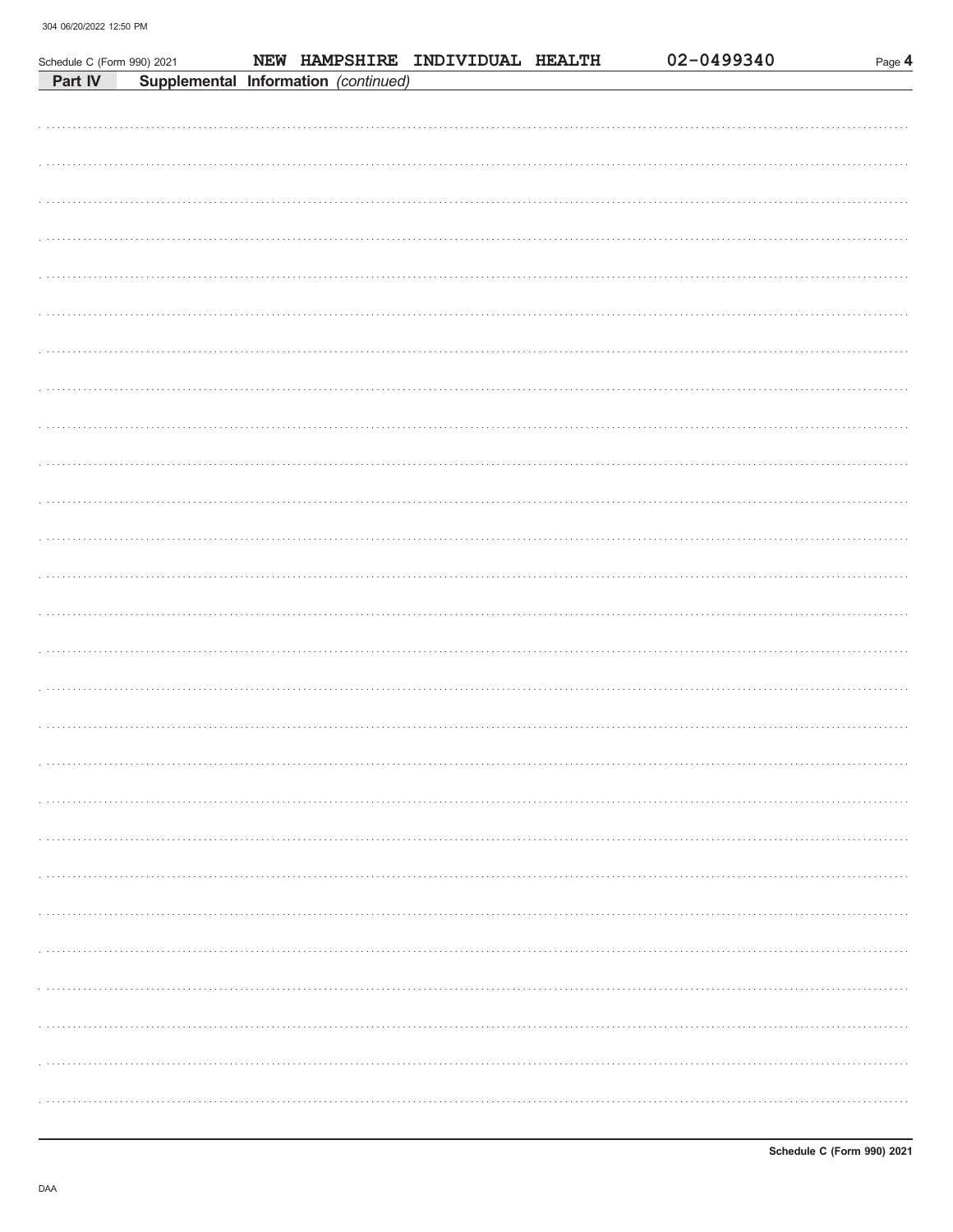Schedule C (Form 990) 2021 NEW HAMPSHIRE INDIVIDUAL HEALTH 02-0499340

**Part IV** **Supplemental Information** *(continued)*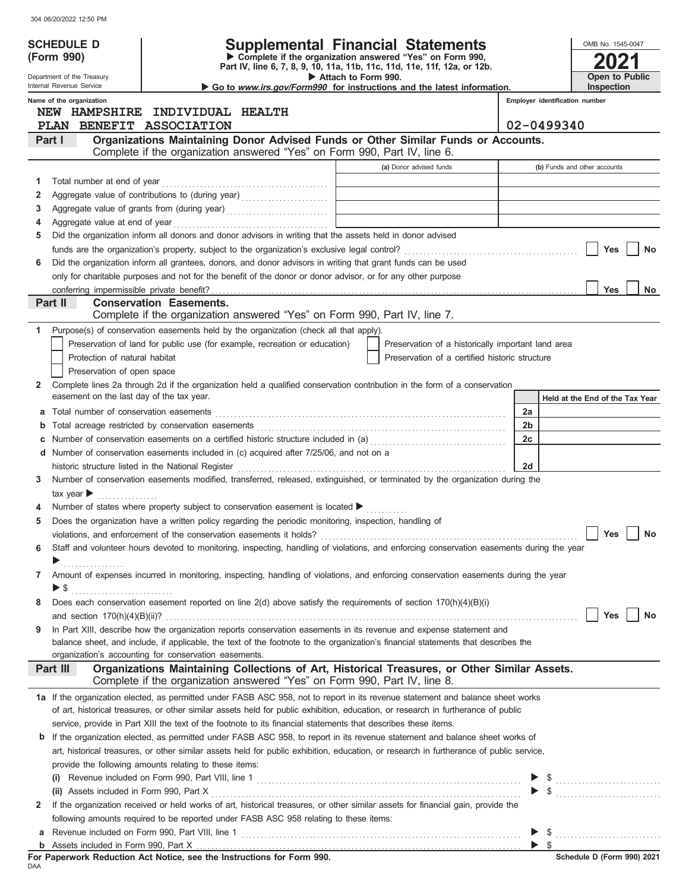**SCHEDULE D (Form 990)**

Department of the Treasury
Internal Revenue Service

# Supplemental Financial Statements

▶ Complete if the organization answered "Yes" on Form 990, Part IV, line 6, 7, 8, 9, 10, 11a, 11b, 11c, 11d, 11e, 11f, 12a, or 12b.
▶ Attach to Form 990.
▶ Go to *www.irs.gov/Form990* for instructions and the latest information.

OMB No. 1545-0047
**2021**
**Open to Public Inspection**

**Name of the organization**
NEW HAMPSHIRE INDIVIDUAL HEALTH PLAN BENEFIT ASSOCIATION

**Employer identification number**
02-0499340

## Part I Organizations Maintaining Donor Advised Funds or Other Similar Funds or Accounts.

Complete if the organization answered "Yes" on Form 990, Part IV, line 6.

| | | (a) Donor advised funds | (b) Funds and other accounts |
|---|---|---|---|
| 1 | Total number at end of year | | |
| 2 | Aggregate value of contributions to (during year) | | |
| 3 | Aggregate value of grants from (during year) | | |
| 4 | Aggregate value at end of year | | |

5 Did the organization inform all donors and donor advisors in writing that the assets held in donor advised funds are the organization's property, subject to the organization's exclusive legal control? ☐ Yes ☐ No

6 Did the organization inform all grantees, donors, and donor advisors in writing that grant funds can be used only for charitable purposes and not for the benefit of the donor or donor advisor, or for any other purpose conferring impermissible private benefit? ☐ Yes ☐ No

## Part II Conservation Easements.

Complete if the organization answered "Yes" on Form 990, Part IV, line 7.

1 Purpose(s) of conservation easements held by the organization (check all that apply).

- ☐ Preservation of land for public use (for example, recreation or education)
- ☐ Protection of natural habitat
- ☐ Preservation of open space
- ☐ Preservation of a historically important land area
- ☐ Preservation of a certified historic structure

2 Complete lines 2a through 2d if the organization held a qualified conservation contribution in the form of a conservation easement on the last day of the tax year.

| | | | Held at the End of the Tax Year |
|---|---|---|---|
| a | Total number of conservation easements | 2a | |
| b | Total acreage restricted by conservation easements | 2b | |
| c | Number of conservation easements on a certified historic structure included in (a) | 2c | |
| d | Number of conservation easements included in (c) acquired after 7/25/06, and not on a historic structure listed in the National Register | 2d | |

3 Number of conservation easements modified, transferred, released, extinguished, or terminated by the organization during the tax year ▶

4 Number of states where property subject to conservation easement is located ▶

5 Does the organization have a written policy regarding the periodic monitoring, inspection, handling of violations, and enforcement of the conservation easements it holds? ☐ Yes ☐ No

6 Staff and volunteer hours devoted to monitoring, inspecting, handling of violations, and enforcing conservation easements during the year ▶

7 Amount of expenses incurred in monitoring, inspecting, handling of violations, and enforcing conservation easements during the year ▶ $

8 Does each conservation easement reported on line 2(d) above satisfy the requirements of section 170(h)(4)(B)(i) and section 170(h)(4)(B)(ii)? ☐ Yes ☐ No

9 In Part XIII, describe how the organization reports conservation easements in its revenue and expense statement and balance sheet, and include, if applicable, the text of the footnote to the organization's financial statements that describes the organization's accounting for conservation easements.

## Part III Organizations Maintaining Collections of Art, Historical Treasures, or Other Similar Assets.

Complete if the organization answered "Yes" on Form 990, Part IV, line 8.

1a If the organization elected, as permitted under FASB ASC 958, not to report in its revenue statement and balance sheet works of art, historical treasures, or other similar assets held for public exhibition, education, or research in furtherance of public service, provide in Part XIII the text of the footnote to its financial statements that describes these items.

b If the organization elected, as permitted under FASB ASC 958, to report in its revenue statement and balance sheet works of art, historical treasures, or other similar assets held for public exhibition, education, or research in furtherance of public service, provide the following amounts relating to these items:

(i) Revenue included on Form 990, Part VIII, line 1 ▶ $

(ii) Assets included in Form 990, Part X ▶ $

2 If the organization received or held works of art, historical treasures, or other similar assets for financial gain, provide the following amounts required to be reported under FASB ASC 958 relating to these items:

a Revenue included on Form 990, Part VIII, line 1 ▶ $

b Assets included in Form 990, Part X ▶ $

**For Paperwork Reduction Act Notice, see the Instructions for Form 990.**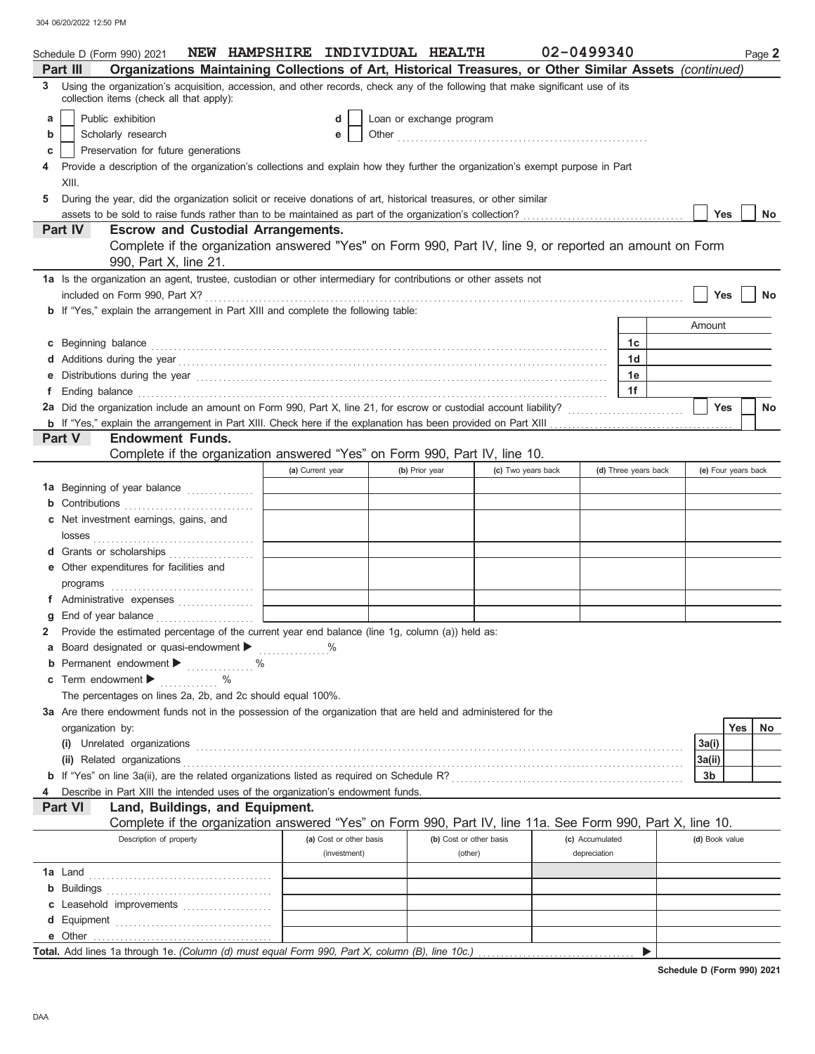Schedule D (Form 990) 2021 NEW HAMPSHIRE INDIVIDUAL HEALTH 02-0499340 Page **2**

## Part III Organizations Maintaining Collections of Art, Historical Treasures, or Other Similar Assets *(continued)*

**3** Using the organization's acquisition, accession, and other records, check any of the following that make significant use of its collection items (check all that apply):

- **a** ☐ Public exhibition
- **b** ☐ Scholarly research
- **c** ☐ Preservation for future generations
- **d** ☐ Loan or exchange program
- **e** ☐ Other ........................................................

**4** Provide a description of the organization's collections and explain how they further the organization's exempt purpose in Part XIII.

**5** During the year, did the organization solicit or receive donations of art, historical treasures, or other similar assets to be sold to raise funds rather than to be maintained as part of the organization's collection? ☐ Yes ☐ No

## Part IV Escrow and Custodial Arrangements.

Complete if the organization answered "Yes" on Form 990, Part IV, line 9, or reported an amount on Form 990, Part X, line 21.

**1a** Is the organization an agent, trustee, custodian or other intermediary for contributions or other assets not included on Form 990, Part X? ☐ Yes ☐ No

**b** If "Yes," explain the arrangement in Part XIII and complete the following table:

| | | Amount |
|---|---|---|
| **c** Beginning balance | 1c | |
| **d** Additions during the year | 1d | |
| **e** Distributions during the year | 1e | |
| **f** Ending balance | 1f | |

**2a** Did the organization include an amount on Form 990, Part X, line 21, for escrow or custodial account liability? ☐ Yes ☐ No

**b** If "Yes," explain the arrangement in Part XIII. Check here if the explanation has been provided on Part XIII ☐

## Part V Endowment Funds.

Complete if the organization answered "Yes" on Form 990, Part IV, line 10.

| | (a) Current year | (b) Prior year | (c) Two years back | (d) Three years back | (e) Four years back |
|---|---|---|---|---|---|
| **1a** Beginning of year balance | | | | | |
| **b** Contributions | | | | | |
| **c** Net investment earnings, gains, and losses | | | | | |
| **d** Grants or scholarships | | | | | |
| **e** Other expenditures for facilities and programs | | | | | |
| **f** Administrative expenses | | | | | |
| **g** End of year balance | | | | | |

**2** Provide the estimated percentage of the current year end balance (line 1g, column (a)) held as:

- **a** Board designated or quasi-endowment ▶ ............... %
- **b** Permanent endowment ▶ ............... %
- **c** Term endowment ▶ ............... %

The percentages on lines 2a, 2b, and 2c should equal 100%.

**3a** Are there endowment funds not in the possession of the organization that are held and administered for the organization by:

| | | Yes | No |
|---|---|---|---|
| **(i)** Unrelated organizations | 3a(i) | | |
| **(ii)** Related organizations | 3a(ii) | | |
| **b** If "Yes" on line 3a(ii), are the related organizations listed as required on Schedule R? | 3b | | |

**4** Describe in Part XIII the intended uses of the organization's endowment funds.

## Part VI Land, Buildings, and Equipment.

Complete if the organization answered "Yes" on Form 990, Part IV, line 11a. See Form 990, Part X, line 10.

| Description of property | (a) Cost or other basis (investment) | (b) Cost or other basis (other) | (c) Accumulated depreciation | (d) Book value |
|---|---|---|---|---|
| **1a** Land | | | | |
| **b** Buildings | | | | |
| **c** Leasehold improvements | | | | |
| **d** Equipment | | | | |
| **e** Other | | | | |
| **Total.** Add lines 1a through 1e. *(Column (d) must equal Form 990, Part X, column (B), line 10c.)* ▶ | | | | |

**Schedule D (Form 990) 2021**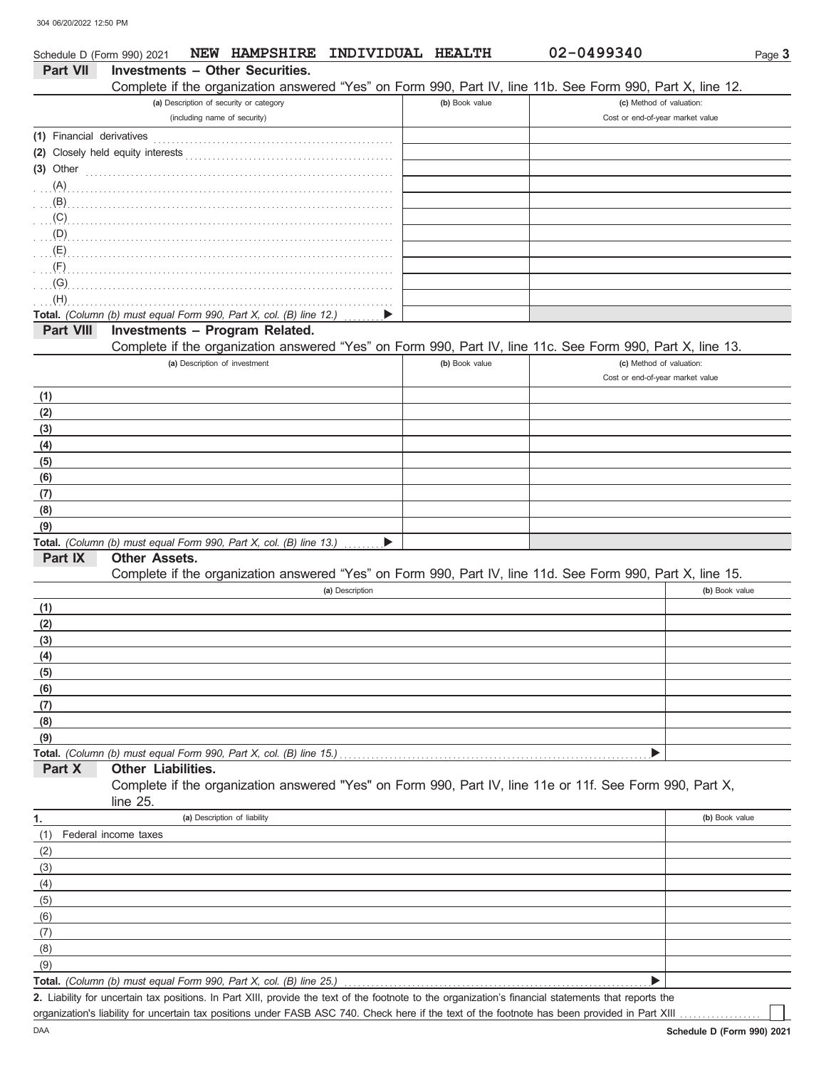Schedule D (Form 990) 2021 NEW HAMPSHIRE INDIVIDUAL HEALTH 02-0499340

## Part VII Investments – Other Securities.

Complete if the organization answered "Yes" on Form 990, Part IV, line 11b. See Form 990, Part X, line 12.

| (a) Description of security or category (including name of security) | (b) Book value | (c) Method of valuation: Cost or end-of-year market value |
|---|---|---|
| (1) Financial derivatives | | |
| (2) Closely held equity interests | | |
| (3) Other | | |
| (A) | | |
| (B) | | |
| (C) | | |
| (D) | | |
| (E) | | |
| (F) | | |
| (G) | | |
| (H) | | |
| **Total.** *(Column (b) must equal Form 990, Part X, col. (B) line 12.)* ▶ | | |

## Part VIII Investments – Program Related.

Complete if the organization answered "Yes" on Form 990, Part IV, line 11c. See Form 990, Part X, line 13.

| (a) Description of investment | (b) Book value | (c) Method of valuation: Cost or end-of-year market value |
|---|---|---|
| (1) | | |
| (2) | | |
| (3) | | |
| (4) | | |
| (5) | | |
| (6) | | |
| (7) | | |
| (8) | | |
| (9) | | |
| **Total.** *(Column (b) must equal Form 990, Part X, col. (B) line 13.)* ▶ | | |

## Part IX Other Assets.

Complete if the organization answered "Yes" on Form 990, Part IV, line 11d. See Form 990, Part X, line 15.

| (a) Description | (b) Book value |
|---|---|
| (1) | |
| (2) | |
| (3) | |
| (4) | |
| (5) | |
| (6) | |
| (7) | |
| (8) | |
| (9) | |
| **Total.** *(Column (b) must equal Form 990, Part X, col. (B) line 15.)* ▶ | |

## Part X Other Liabilities.

Complete if the organization answered "Yes" on Form 990, Part IV, line 11e or 11f. See Form 990, Part X, line 25.

| 1. (a) Description of liability | (b) Book value |
|---|---|
| (1) Federal income taxes | |
| (2) | |
| (3) | |
| (4) | |
| (5) | |
| (6) | |
| (7) | |
| (8) | |
| (9) | |
| **Total.** *(Column (b) must equal Form 990, Part X, col. (B) line 25.)* ▶ | |

**2.** Liability for uncertain tax positions. In Part XIII, provide the text of the footnote to the organization's financial statements that reports the organization's liability for uncertain tax positions under FASB ASC 740. Check here if the text of the footnote has been provided in Part XIII ☐

DAA **Schedule D (Form 990) 2021**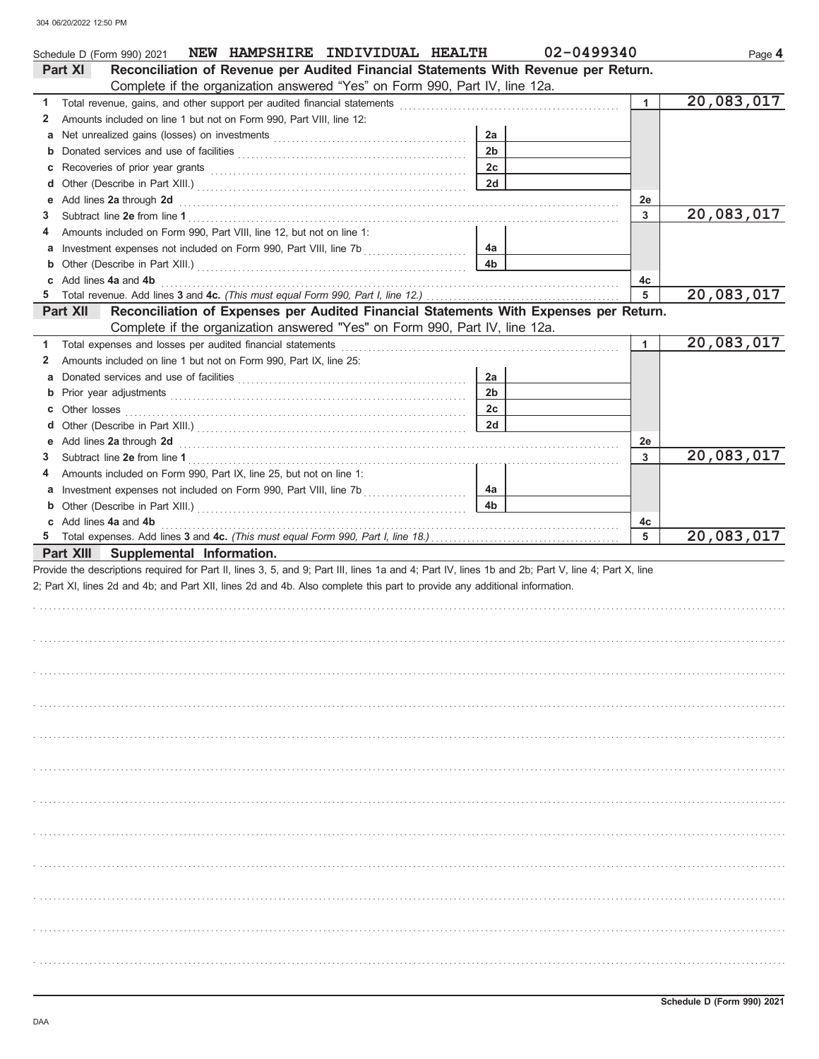Schedule D (Form 990) 2021 NEW HAMPSHIRE INDIVIDUAL HEALTH 02-0499340 Page 4

## Part XI Reconciliation of Revenue per Audited Financial Statements With Revenue per Return.

Complete if the organization answered "Yes" on Form 990, Part IV, line 12a.

| | | | | | |
|---|---|---|---|---|---|
| 1 | Total revenue, gains, and other support per audited financial statements | | | 1 | 20,083,017 |
| 2 | Amounts included on line 1 but not on Form 990, Part VIII, line 12: | | | | |
| a | Net unrealized gains (losses) on investments | 2a | | | |
| b | Donated services and use of facilities | 2b | | | |
| c | Recoveries of prior year grants | 2c | | | |
| d | Other (Describe in Part XIII.) | 2d | | | |
| e | Add lines 2a through 2d | | | 2e | |
| 3 | Subtract line 2e from line 1 | | | 3 | 20,083,017 |
| 4 | Amounts included on Form 990, Part VIII, line 12, but not on line 1: | | | | |
| a | Investment expenses not included on Form 990, Part VIII, line 7b | 4a | | | |
| b | Other (Describe in Part XIII.) | 4b | | | |
| c | Add lines 4a and 4b | | | 4c | |
| 5 | Total revenue. Add lines 3 and 4c. *(This must equal Form 990, Part I, line 12.)* | | | 5 | 20,083,017 |

## Part XII Reconciliation of Expenses per Audited Financial Statements With Expenses per Return.

Complete if the organization answered "Yes" on Form 990, Part IV, line 12a.

| | | | | | |
|---|---|---|---|---|---|
| 1 | Total expenses and losses per audited financial statements | | | 1 | 20,083,017 |
| 2 | Amounts included on line 1 but not on Form 990, Part IX, line 25: | | | | |
| a | Donated services and use of facilities | 2a | | | |
| b | Prior year adjustments | 2b | | | |
| c | Other losses | 2c | | | |
| d | Other (Describe in Part XIII.) | 2d | | | |
| e | Add lines 2a through 2d | | | 2e | |
| 3 | Subtract line 2e from line 1 | | | 3 | 20,083,017 |
| 4 | Amounts included on Form 990, Part IX, line 25, but not on line 1: | | | | |
| a | Investment expenses not included on Form 990, Part VIII, line 7b | 4a | | | |
| b | Other (Describe in Part XIII.) | 4b | | | |
| c | Add lines 4a and 4b | | | 4c | |
| 5 | Total expenses. Add lines 3 and 4c. *(This must equal Form 990, Part I, line 18.)* | | | 5 | 20,083,017 |

## Part XIII Supplemental Information.

Provide the descriptions required for Part II, lines 3, 5, and 9; Part III, lines 1a and 4; Part IV, lines 1b and 2b; Part V, line 4; Part X, line 2; Part XI, lines 2d and 4b; and Part XII, lines 2d and 4b. Also complete this part to provide any additional information.

Schedule D (Form 990) 2021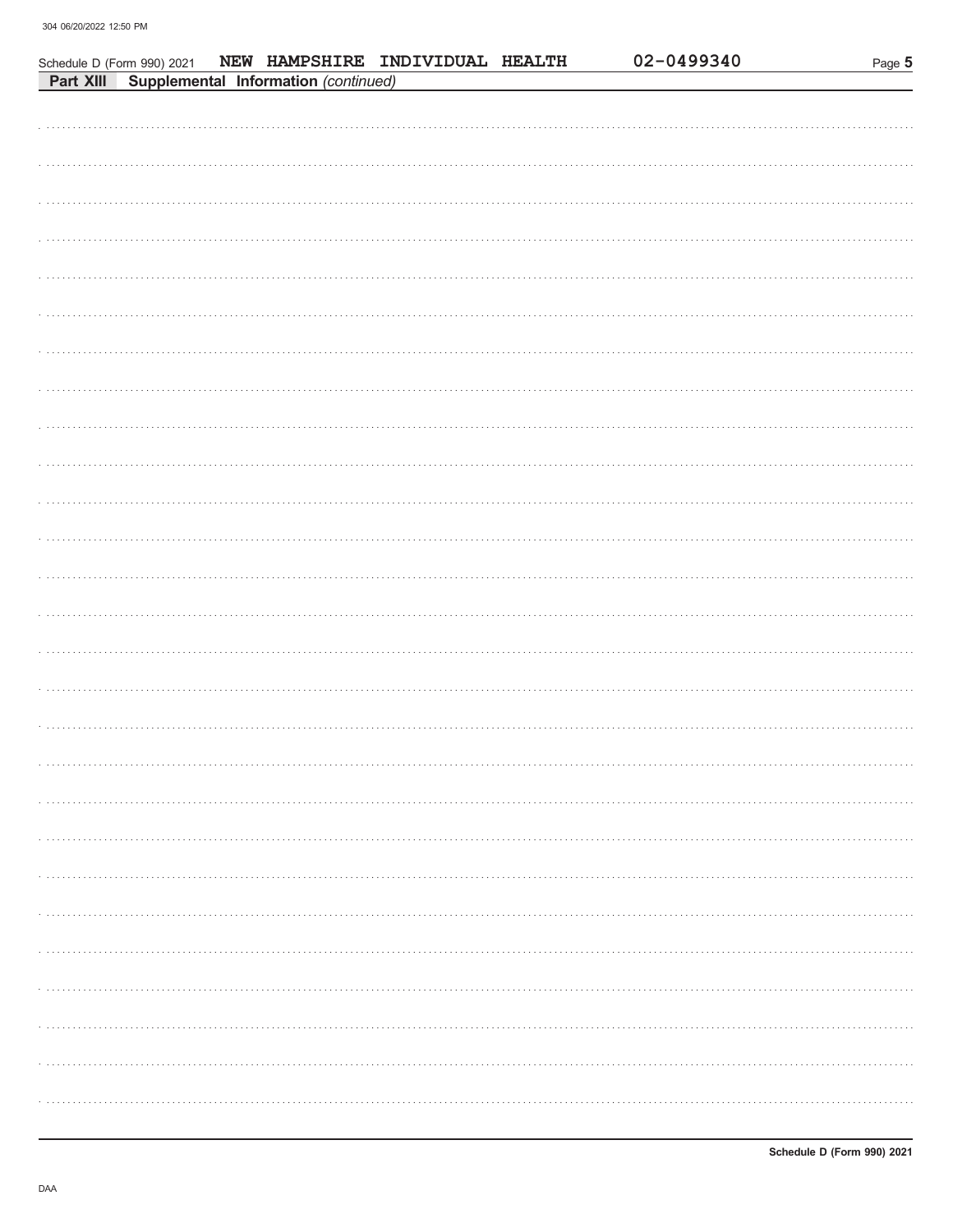Schedule D (Form 990) 2021 NEW HAMPSHIRE INDIVIDUAL HEALTH 02-0499340

**Part XIII Supplemental Information** *(continued)*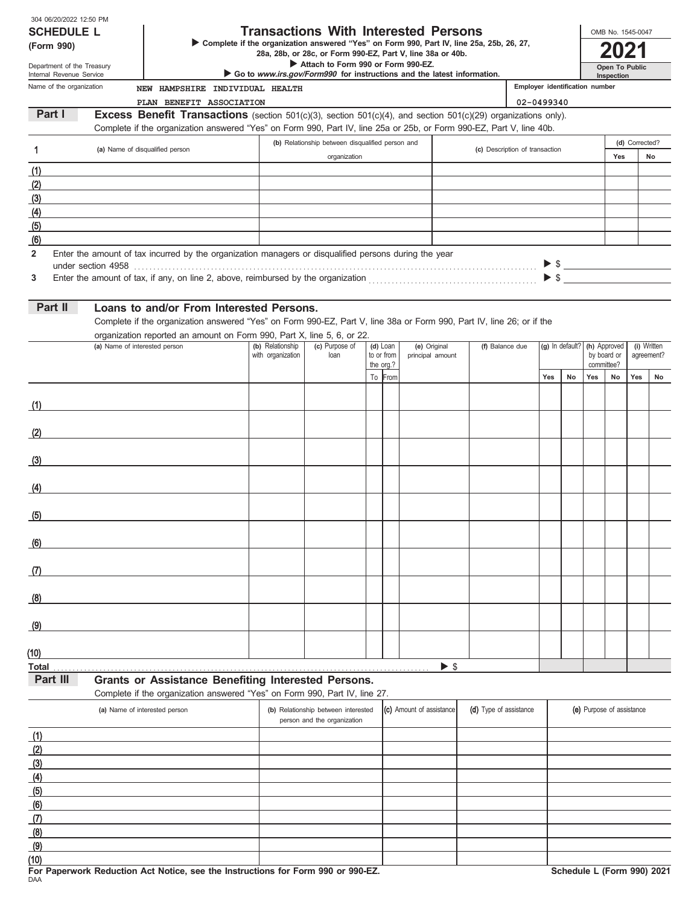304 06/20/2022 12:50 PM

**SCHEDULE L**
**(Form 990)**

Department of the Treasury
Internal Revenue Service

# Transactions With Interested Persons

▶ Complete if the organization answered "Yes" on Form 990, Part IV, line 25a, 25b, 26, 27, 28a, 28b, or 28c, or Form 990-EZ, Part V, line 38a or 40b.
▶ Attach to Form 990 or Form 990-EZ.
▶ Go to *www.irs.gov/Form990* for instructions and the latest information.

OMB No. 1545-0047

**2021**

**Open To Public Inspection**

Name of the organization: NEW HAMPSHIRE INDIVIDUAL HEALTH PLAN BENEFIT ASSOCIATION

Employer identification number: 02-0499340

## Part I Excess Benefit Transactions (section 501(c)(3), section 501(c)(4), and section 501(c)(29) organizations only).

Complete if the organization answered "Yes" on Form 990, Part IV, line 25a or 25b, or Form 990-EZ, Part V, line 40b.

| 1 | (a) Name of disqualified person | (b) Relationship between disqualified person and organization | (c) Description of transaction | (d) Corrected? Yes | No |
|---|---|---|---|---|---|
| (1) | | | | | |
| (2) | | | | | |
| (3) | | | | | |
| (4) | | | | | |
| (5) | | | | | |
| (6) | | | | | |

**2** Enter the amount of tax incurred by the organization managers or disqualified persons during the year under section 4958 ▶ $

**3** Enter the amount of tax, if any, on line 2, above, reimbursed by the organization ▶ $

## Part II Loans to and/or From Interested Persons.

Complete if the organization answered "Yes" on Form 990-EZ, Part V, line 38a or Form 990, Part IV, line 26; or if the organization reported an amount on Form 990, Part X, line 5, 6, or 22.

| | (a) Name of interested person | (b) Relationship with organization | (c) Purpose of loan | (d) Loan to or from the org.? To | From | (e) Original principal amount | (f) Balance due | (g) In default? Yes | No | (h) Approved by board or committee? Yes | No | (i) Written agreement? Yes | No |
|---|---|---|---|---|---|---|---|---|---|---|---|---|---|
| (1) | | | | | | | | | | | | | |
| (2) | | | | | | | | | | | | | |
| (3) | | | | | | | | | | | | | |
| (4) | | | | | | | | | | | | | |
| (5) | | | | | | | | | | | | | |
| (6) | | | | | | | | | | | | | |
| (7) | | | | | | | | | | | | | |
| (8) | | | | | | | | | | | | | |
| (9) | | | | | | | | | | | | | |
| (10) | | | | | | | | | | | | | |
| Total | | | | | | ▶ $ | | | | | | | |

## Part III Grants or Assistance Benefiting Interested Persons.

Complete if the organization answered "Yes" on Form 990, Part IV, line 27.

| | (a) Name of interested person | (b) Relationship between interested person and the organization | (c) Amount of assistance | (d) Type of assistance | (e) Purpose of assistance |
|---|---|---|---|---|---|
| (1) | | | | | |
| (2) | | | | | |
| (3) | | | | | |
| (4) | | | | | |
| (5) | | | | | |
| (6) | | | | | |
| (7) | | | | | |
| (8) | | | | | |
| (9) | | | | | |
| (10) | | | | | |

**For Paperwork Reduction Act Notice, see the Instructions for Form 990 or 990-EZ.** **Schedule L (Form 990) 2021**

DAA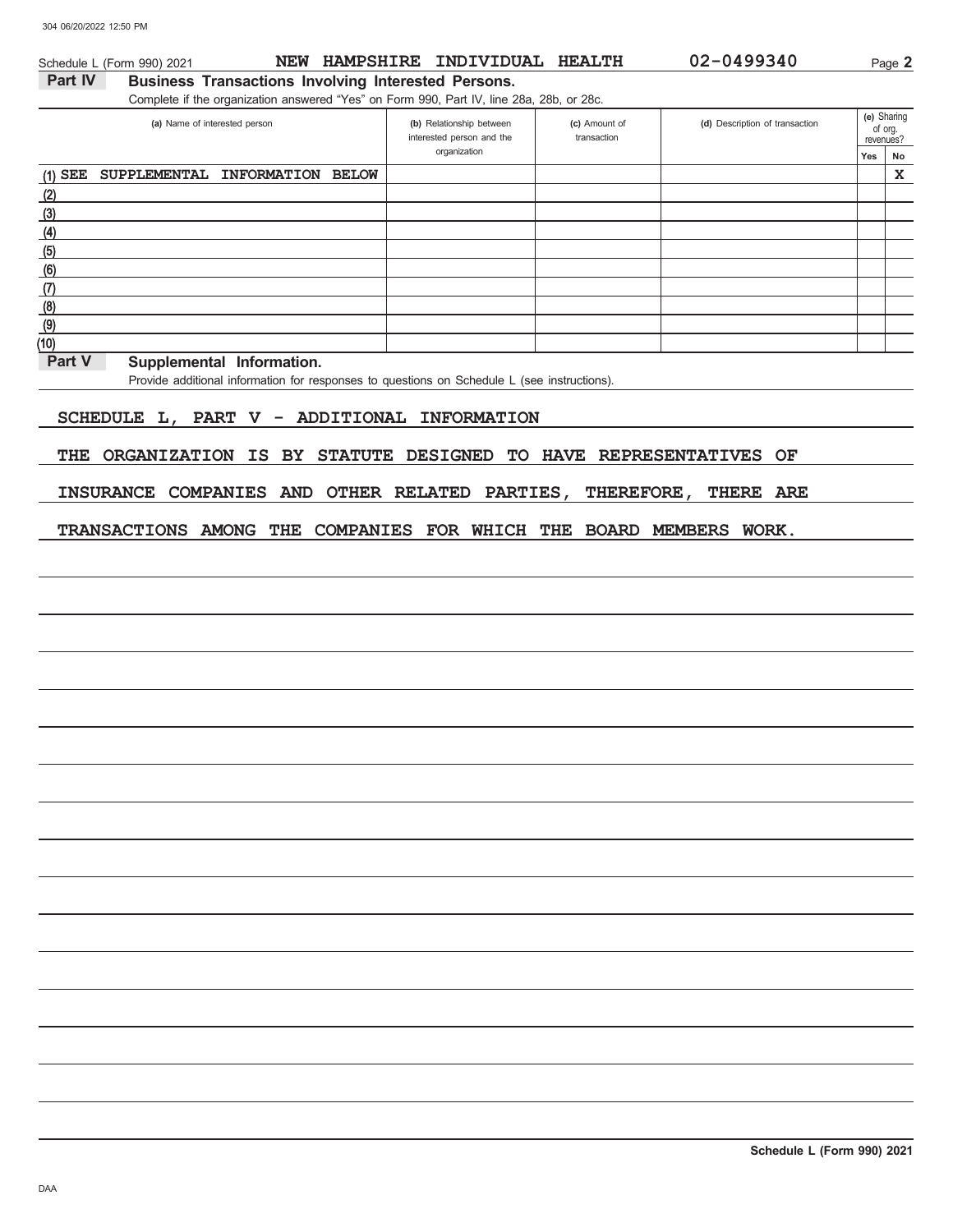Schedule L (Form 990) 2021 NEW HAMPSHIRE INDIVIDUAL HEALTH 02-0499340 Page **2**

## Part IV Business Transactions Involving Interested Persons.

Complete if the organization answered "Yes" on Form 990, Part IV, line 28a, 28b, or 28c.

| (a) Name of interested person | (b) Relationship between interested person and the organization | (c) Amount of transaction | (d) Description of transaction | (e) Sharing of org. revenues? Yes | No |
|---|---|---|---|---|---|
| (1) SEE SUPPLEMENTAL INFORMATION BELOW | | | | | X |
| (2) | | | | | |
| (3) | | | | | |
| (4) | | | | | |
| (5) | | | | | |
| (6) | | | | | |
| (7) | | | | | |
| (8) | | | | | |
| (9) | | | | | |
| (10) | | | | | |

## Part V Supplemental Information.

Provide additional information for responses to questions on Schedule L (see instructions).

SCHEDULE L, PART V - ADDITIONAL INFORMATION

THE ORGANIZATION IS BY STATUTE DESIGNED TO HAVE REPRESENTATIVES OF INSURANCE COMPANIES AND OTHER RELATED PARTIES, THEREFORE, THERE ARE TRANSACTIONS AMONG THE COMPANIES FOR WHICH THE BOARD MEMBERS WORK.

**Schedule L (Form 990) 2021**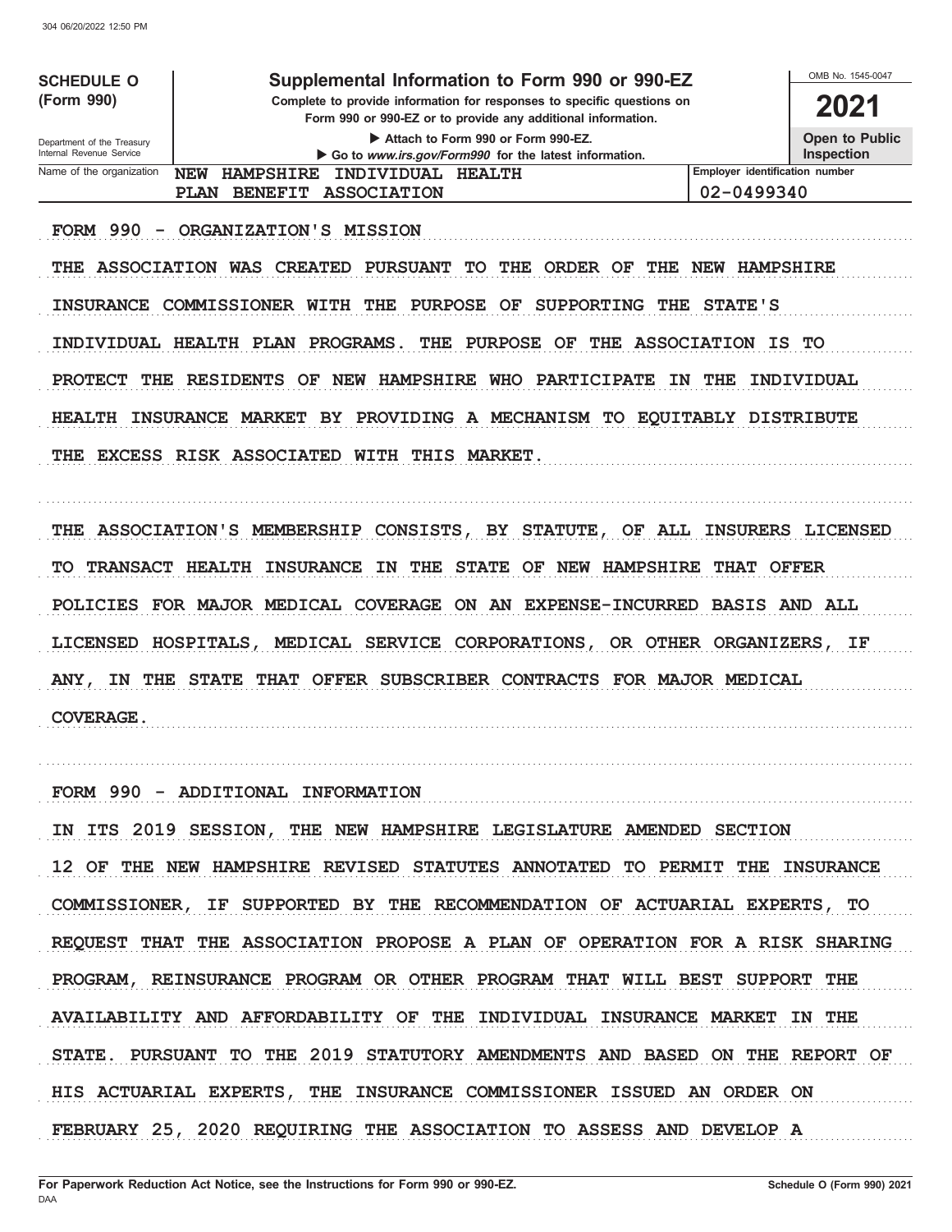**SCHEDULE O (Form 990)**

Department of the Treasury
Internal Revenue Service

# Supplemental Information to Form 990 or 990-EZ

**Complete to provide information for responses to specific questions on Form 990 or 990-EZ or to provide any additional information.**

▶ Attach to Form 990 or Form 990-EZ.

▶ Go to *www.irs.gov/Form990* for the latest information.

OMB No. 1545-0047

**2021**

**Open to Public Inspection**

| Name of the organization | Employer identification number |
|---|---|
| NEW HAMPSHIRE INDIVIDUAL HEALTH PLAN BENEFIT ASSOCIATION | 02-0499340 |

FORM 990 - ORGANIZATION'S MISSION

THE ASSOCIATION WAS CREATED PURSUANT TO THE ORDER OF THE NEW HAMPSHIRE INSURANCE COMMISSIONER WITH THE PURPOSE OF SUPPORTING THE STATE'S INDIVIDUAL HEALTH PLAN PROGRAMS. THE PURPOSE OF THE ASSOCIATION IS TO PROTECT THE RESIDENTS OF NEW HAMPSHIRE WHO PARTICIPATE IN THE INDIVIDUAL HEALTH INSURANCE MARKET BY PROVIDING A MECHANISM TO EQUITABLY DISTRIBUTE THE EXCESS RISK ASSOCIATED WITH THIS MARKET.

THE ASSOCIATION'S MEMBERSHIP CONSISTS, BY STATUTE, OF ALL INSURERS LICENSED TO TRANSACT HEALTH INSURANCE IN THE STATE OF NEW HAMPSHIRE THAT OFFER POLICIES FOR MAJOR MEDICAL COVERAGE ON AN EXPENSE-INCURRED BASIS AND ALL LICENSED HOSPITALS, MEDICAL SERVICE CORPORATIONS, OR OTHER ORGANIZERS, IF ANY, IN THE STATE THAT OFFER SUBSCRIBER CONTRACTS FOR MAJOR MEDICAL COVERAGE.

FORM 990 - ADDITIONAL INFORMATION

IN ITS 2019 SESSION, THE NEW HAMPSHIRE LEGISLATURE AMENDED SECTION 12 OF THE NEW HAMPSHIRE REVISED STATUTES ANNOTATED TO PERMIT THE INSURANCE COMMISSIONER, IF SUPPORTED BY THE RECOMMENDATION OF ACTUARIAL EXPERTS, TO REQUEST THAT THE ASSOCIATION PROPOSE A PLAN OF OPERATION FOR A RISK SHARING PROGRAM, REINSURANCE PROGRAM OR OTHER PROGRAM THAT WILL BEST SUPPORT THE AVAILABILITY AND AFFORDABILITY OF THE INDIVIDUAL INSURANCE MARKET IN THE STATE. PURSUANT TO THE 2019 STATUTORY AMENDMENTS AND BASED ON THE REPORT OF HIS ACTUARIAL EXPERTS, THE INSURANCE COMMISSIONER ISSUED AN ORDER ON FEBRUARY 25, 2020 REQUIRING THE ASSOCIATION TO ASSESS AND DEVELOP A

For Paperwork Reduction Act Notice, see the Instructions for Form 990 or 990-EZ.

Schedule O (Form 990) 2021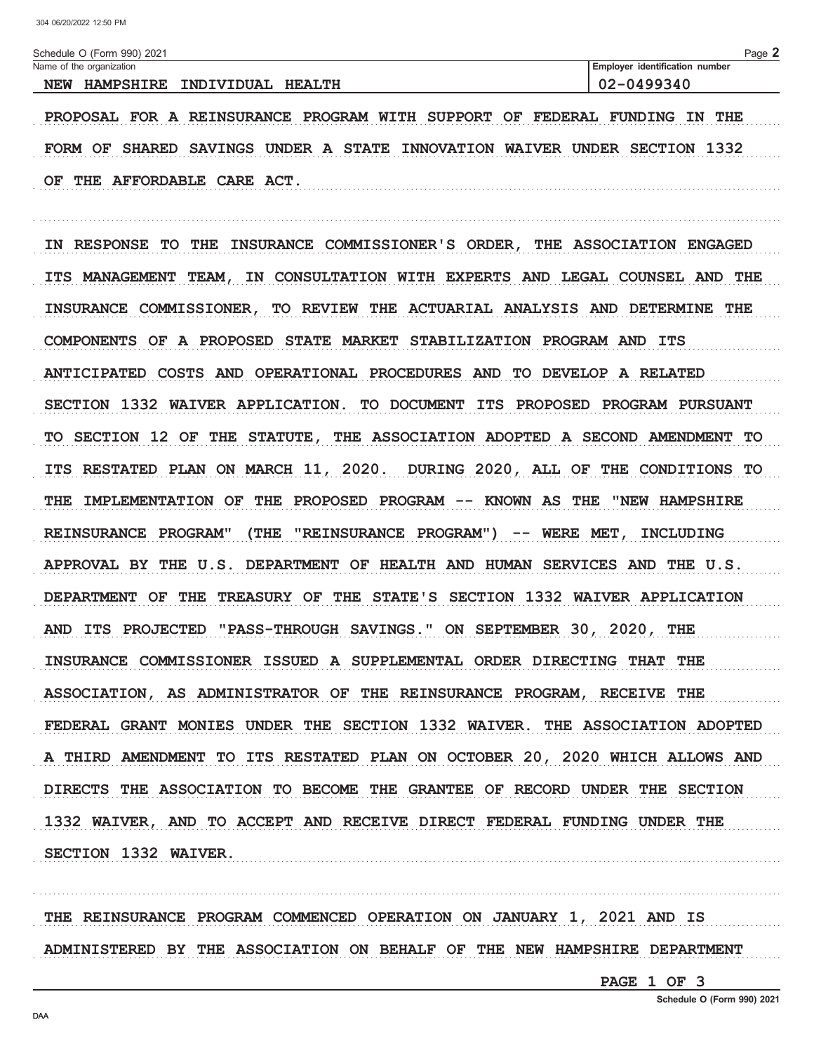Schedule O (Form 990) 2021

Name of the organization: NEW HAMPSHIRE INDIVIDUAL HEALTH

Employer identification number: 02-0499340

PROPOSAL FOR A REINSURANCE PROGRAM WITH SUPPORT OF FEDERAL FUNDING IN THE FORM OF SHARED SAVINGS UNDER A STATE INNOVATION WAIVER UNDER SECTION 1332 OF THE AFFORDABLE CARE ACT.

IN RESPONSE TO THE INSURANCE COMMISSIONER'S ORDER, THE ASSOCIATION ENGAGED ITS MANAGEMENT TEAM, IN CONSULTATION WITH EXPERTS AND LEGAL COUNSEL AND THE INSURANCE COMMISSIONER, TO REVIEW THE ACTUARIAL ANALYSIS AND DETERMINE THE COMPONENTS OF A PROPOSED STATE MARKET STABILIZATION PROGRAM AND ITS ANTICIPATED COSTS AND OPERATIONAL PROCEDURES AND TO DEVELOP A RELATED SECTION 1332 WAIVER APPLICATION. TO DOCUMENT ITS PROPOSED PROGRAM PURSUANT TO SECTION 12 OF THE STATUTE, THE ASSOCIATION ADOPTED A SECOND AMENDMENT TO ITS RESTATED PLAN ON MARCH 11, 2020. DURING 2020, ALL OF THE CONDITIONS TO THE IMPLEMENTATION OF THE PROPOSED PROGRAM -- KNOWN AS THE "NEW HAMPSHIRE REINSURANCE PROGRAM" (THE "REINSURANCE PROGRAM") -- WERE MET, INCLUDING APPROVAL BY THE U.S. DEPARTMENT OF HEALTH AND HUMAN SERVICES AND THE U.S. DEPARTMENT OF THE TREASURY OF THE STATE'S SECTION 1332 WAIVER APPLICATION AND ITS PROJECTED "PASS-THROUGH SAVINGS." ON SEPTEMBER 30, 2020, THE INSURANCE COMMISSIONER ISSUED A SUPPLEMENTAL ORDER DIRECTING THAT THE ASSOCIATION, AS ADMINISTRATOR OF THE REINSURANCE PROGRAM, RECEIVE THE FEDERAL GRANT MONIES UNDER THE SECTION 1332 WAIVER. THE ASSOCIATION ADOPTED A THIRD AMENDMENT TO ITS RESTATED PLAN ON OCTOBER 20, 2020 WHICH ALLOWS AND DIRECTS THE ASSOCIATION TO BECOME THE GRANTEE OF RECORD UNDER THE SECTION 1332 WAIVER, AND TO ACCEPT AND RECEIVE DIRECT FEDERAL FUNDING UNDER THE SECTION 1332 WAIVER.

THE REINSURANCE PROGRAM COMMENCED OPERATION ON JANUARY 1, 2021 AND IS ADMINISTERED BY THE ASSOCIATION ON BEHALF OF THE NEW HAMPSHIRE DEPARTMENT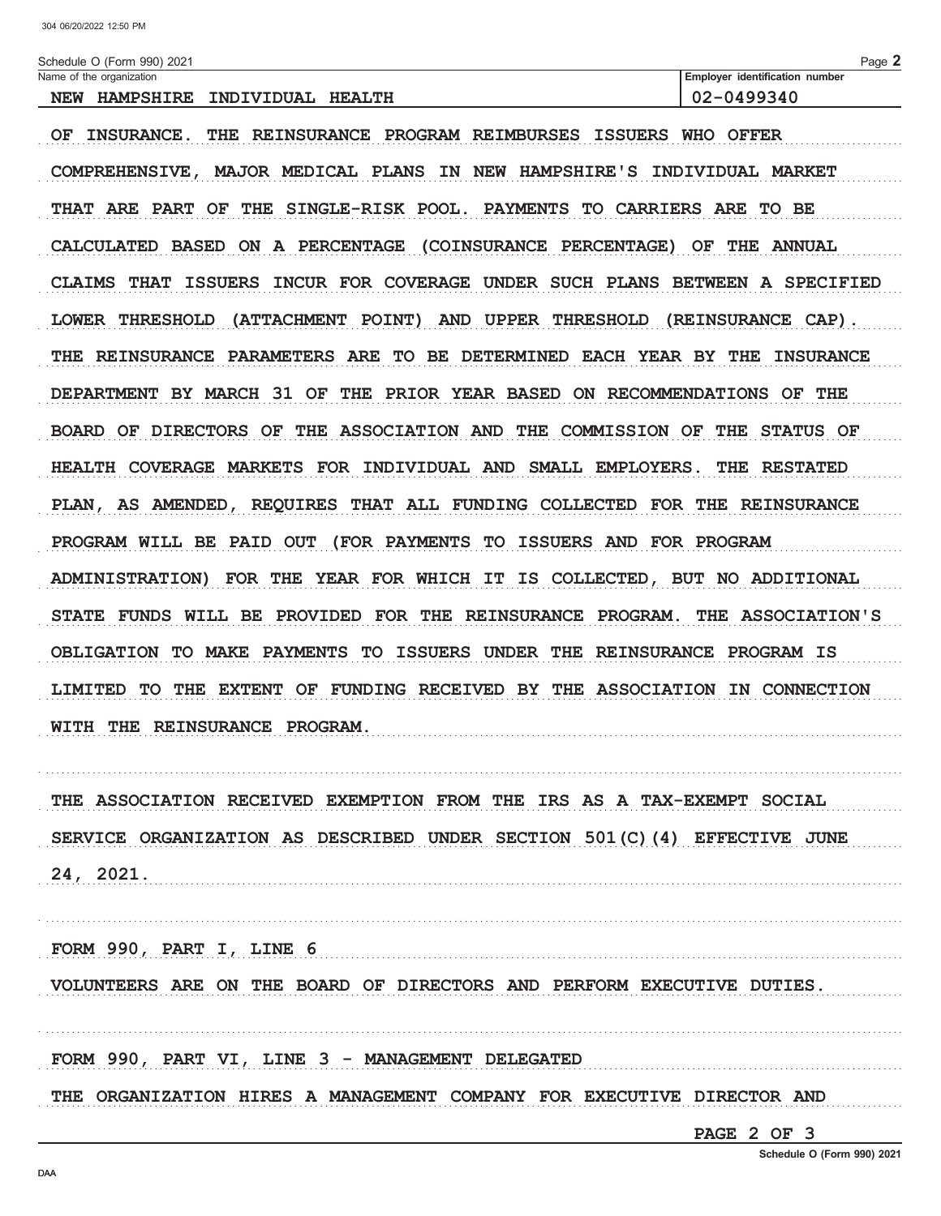Schedule O (Form 990) 2021

| Name of the organization | Employer identification number |
| --- | --- |
| NEW HAMPSHIRE INDIVIDUAL HEALTH | 02-0499340 |

OF INSURANCE. THE REINSURANCE PROGRAM REIMBURSES ISSUERS WHO OFFER COMPREHENSIVE, MAJOR MEDICAL PLANS IN NEW HAMPSHIRE'S INDIVIDUAL MARKET THAT ARE PART OF THE SINGLE-RISK POOL. PAYMENTS TO CARRIERS ARE TO BE CALCULATED BASED ON A PERCENTAGE (COINSURANCE PERCENTAGE) OF THE ANNUAL CLAIMS THAT ISSUERS INCUR FOR COVERAGE UNDER SUCH PLANS BETWEEN A SPECIFIED LOWER THRESHOLD (ATTACHMENT POINT) AND UPPER THRESHOLD (REINSURANCE CAP). THE REINSURANCE PARAMETERS ARE TO BE DETERMINED EACH YEAR BY THE INSURANCE DEPARTMENT BY MARCH 31 OF THE PRIOR YEAR BASED ON RECOMMENDATIONS OF THE BOARD OF DIRECTORS OF THE ASSOCIATION AND THE COMMISSION OF THE STATUS OF HEALTH COVERAGE MARKETS FOR INDIVIDUAL AND SMALL EMPLOYERS. THE RESTATED PLAN, AS AMENDED, REQUIRES THAT ALL FUNDING COLLECTED FOR THE REINSURANCE PROGRAM WILL BE PAID OUT (FOR PAYMENTS TO ISSUERS AND FOR PROGRAM ADMINISTRATION) FOR THE YEAR FOR WHICH IT IS COLLECTED, BUT NO ADDITIONAL STATE FUNDS WILL BE PROVIDED FOR THE REINSURANCE PROGRAM. THE ASSOCIATION'S OBLIGATION TO MAKE PAYMENTS TO ISSUERS UNDER THE REINSURANCE PROGRAM IS LIMITED TO THE EXTENT OF FUNDING RECEIVED BY THE ASSOCIATION IN CONNECTION WITH THE REINSURANCE PROGRAM.

THE ASSOCIATION RECEIVED EXEMPTION FROM THE IRS AS A TAX-EXEMPT SOCIAL SERVICE ORGANIZATION AS DESCRIBED UNDER SECTION 501(C)(4) EFFECTIVE JUNE 24, 2021.

FORM 990, PART I, LINE 6

VOLUNTEERS ARE ON THE BOARD OF DIRECTORS AND PERFORM EXECUTIVE DUTIES.

FORM 990, PART VI, LINE 3 - MANAGEMENT DELEGATED

THE ORGANIZATION HIRES A MANAGEMENT COMPANY FOR EXECUTIVE DIRECTOR AND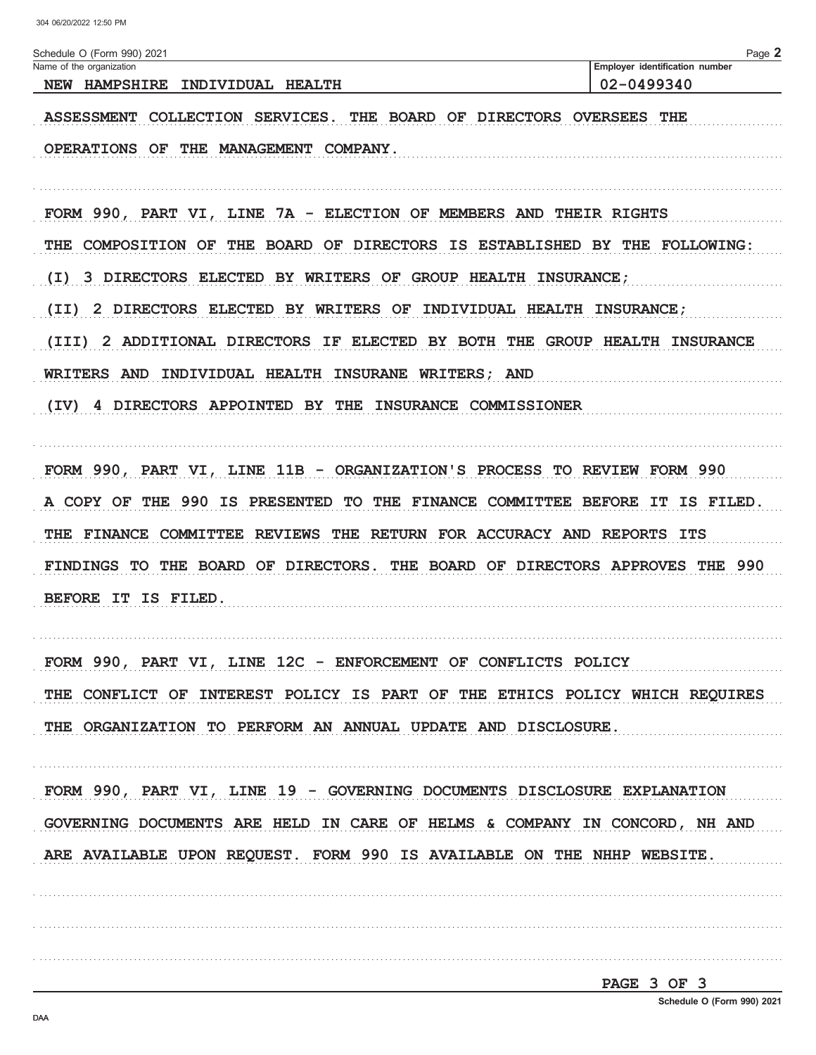Schedule O (Form 990) 2021

Name of the organization: NEW HAMPSHIRE INDIVIDUAL HEALTH

Employer identification number: 02-0499340

ASSESSMENT COLLECTION SERVICES. THE BOARD OF DIRECTORS OVERSEES THE OPERATIONS OF THE MANAGEMENT COMPANY.

FORM 990, PART VI, LINE 7A - ELECTION OF MEMBERS AND THEIR RIGHTS

THE COMPOSITION OF THE BOARD OF DIRECTORS IS ESTABLISHED BY THE FOLLOWING:

(I) 3 DIRECTORS ELECTED BY WRITERS OF GROUP HEALTH INSURANCE;

(II) 2 DIRECTORS ELECTED BY WRITERS OF INDIVIDUAL HEALTH INSURANCE;

(III) 2 ADDITIONAL DIRECTORS IF ELECTED BY BOTH THE GROUP HEALTH INSURANCE WRITERS AND INDIVIDUAL HEALTH INSURANE WRITERS; AND

(IV) 4 DIRECTORS APPOINTED BY THE INSURANCE COMMISSIONER

FORM 990, PART VI, LINE 11B - ORGANIZATION'S PROCESS TO REVIEW FORM 990

A COPY OF THE 990 IS PRESENTED TO THE FINANCE COMMITTEE BEFORE IT IS FILED. THE FINANCE COMMITTEE REVIEWS THE RETURN FOR ACCURACY AND REPORTS ITS FINDINGS TO THE BOARD OF DIRECTORS. THE BOARD OF DIRECTORS APPROVES THE 990 BEFORE IT IS FILED.

FORM 990, PART VI, LINE 12C - ENFORCEMENT OF CONFLICTS POLICY

THE CONFLICT OF INTEREST POLICY IS PART OF THE ETHICS POLICY WHICH REQUIRES THE ORGANIZATION TO PERFORM AN ANNUAL UPDATE AND DISCLOSURE.

FORM 990, PART VI, LINE 19 - GOVERNING DOCUMENTS DISCLOSURE EXPLANATION

GOVERNING DOCUMENTS ARE HELD IN CARE OF HELMS & COMPANY IN CONCORD, NH AND ARE AVAILABLE UPON REQUEST. FORM 990 IS AVAILABLE ON THE NHHP WEBSITE.

Schedule O (Form 990) 2021